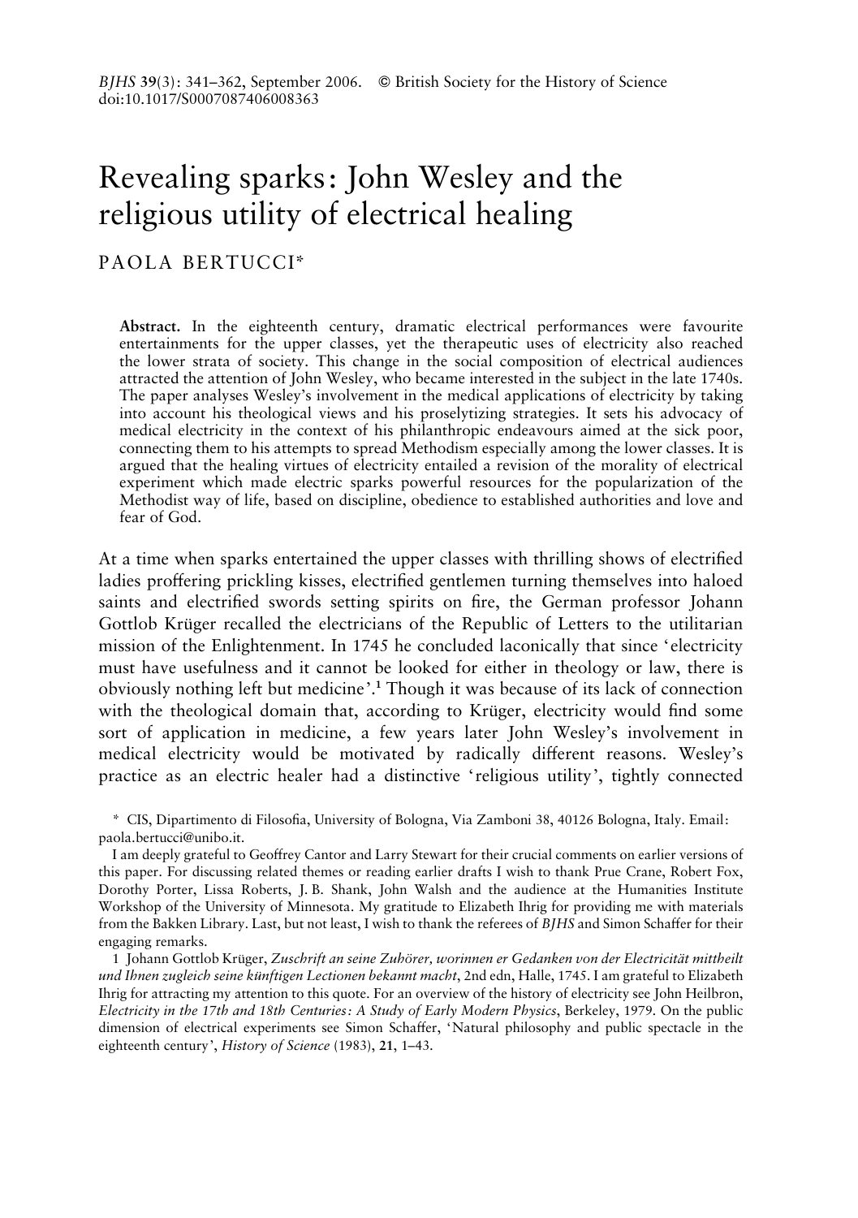BJHS 39(3): 341–362, September 2006. © British Society for the History of Science
doi:10.1017/S0007087406008363

# Revealing sparks: John Wesley and the religious utility of electrical healing

PAOLA BERTUCCI*

**Abstract.** In the eighteenth century, dramatic electrical performances were favourite entertainments for the upper classes, yet the therapeutic uses of electricity also reached the lower strata of society. This change in the social composition of electrical audiences attracted the attention of John Wesley, who became interested in the subject in the late 1740s. The paper analyses Wesley's involvement in the medical applications of electricity by taking into account his theological views and his proselytizing strategies. It sets his advocacy of medical electricity in the context of his philanthropic endeavours aimed at the sick poor, connecting them to his attempts to spread Methodism especially among the lower classes. It is argued that the healing virtues of electricity entailed a revision of the morality of electrical experiment which made electric sparks powerful resources for the popularization of the Methodist way of life, based on discipline, obedience to established authorities and love and fear of God.

At a time when sparks entertained the upper classes with thrilling shows of electrified ladies proffering prickling kisses, electrified gentlemen turning themselves into haloed saints and electrified swords setting spirits on fire, the German professor Johann Gottlob Krüger recalled the electricians of the Republic of Letters to the utilitarian mission of the Enlightenment. In 1745 he concluded laconically that since 'electricity must have usefulness and it cannot be looked for either in theology or law, there is obviously nothing left but medicine'.[1] Though it was because of its lack of connection with the theological domain that, according to Krüger, electricity would find some sort of application in medicine, a few years later John Wesley's involvement in medical electricity would be motivated by radically different reasons. Wesley's practice as an electric healer had a distinctive 'religious utility', tightly connected

\* CIS, Dipartimento di Filosofia, University of Bologna, Via Zamboni 38, 40126 Bologna, Italy. Email: paola.bertucci@unibo.it.

I am deeply grateful to Geoffrey Cantor and Larry Stewart for their crucial comments on earlier versions of this paper. For discussing related themes or reading earlier drafts I wish to thank Prue Crane, Robert Fox, Dorothy Porter, Lissa Roberts, J. B. Shank, John Walsh and the audience at the Humanities Institute Workshop of the University of Minnesota. My gratitude to Elizabeth Ihrig for providing me with materials from the Bakken Library. Last, but not least, I wish to thank the referees of *BJHS* and Simon Schaffer for their engaging remarks.

1 Johann Gottlob Krüger, *Zuschrift an seine Zuhörer, worinnen er Gedanken von der Electricität mittheilt und Ihnen zugleich seine künftigen Lectionen bekannt macht*, 2nd edn, Halle, 1745. I am grateful to Elizabeth Ihrig for attracting my attention to this quote. For an overview of the history of electricity see John Heilbron, *Electricity in the 17th and 18th Centuries: A Study of Early Modern Physics*, Berkeley, 1979. On the public dimension of electrical experiments see Simon Schaffer, 'Natural philosophy and public spectacle in the eighteenth century', *History of Science* (1983), **21**, 1–43.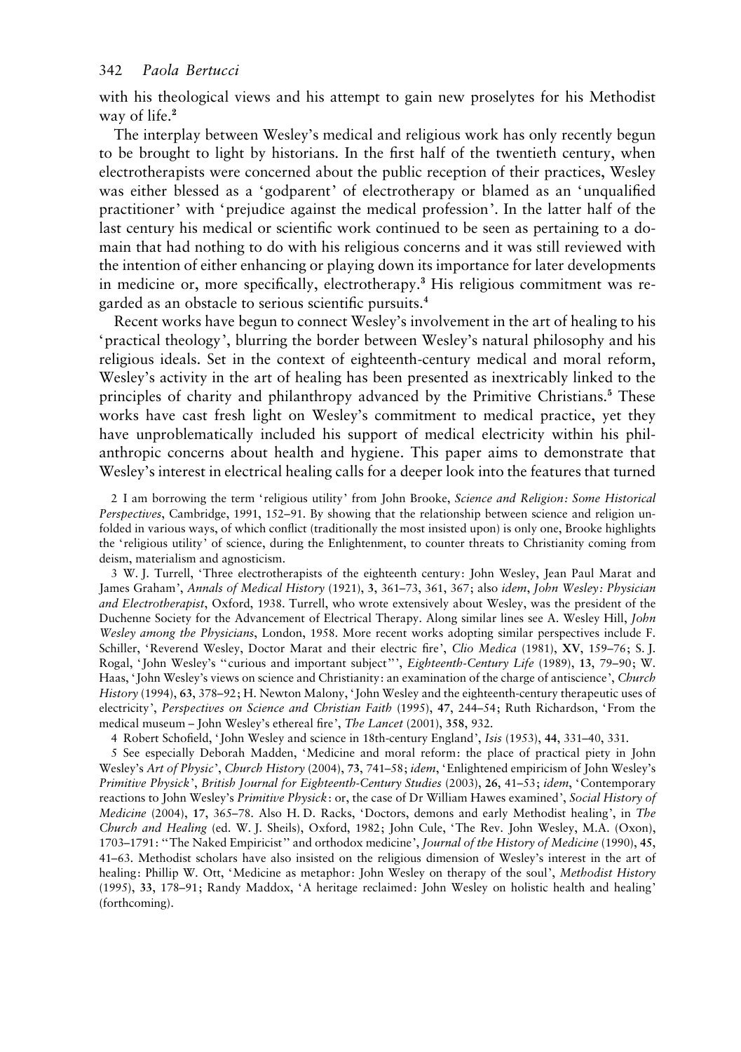with his theological views and his attempt to gain new proselytes for his Methodist way of life.[2]

The interplay between Wesley's medical and religious work has only recently begun to be brought to light by historians. In the first half of the twentieth century, when electrotherapists were concerned about the public reception of their practices, Wesley was either blessed as a 'godparent' of electrotherapy or blamed as an 'unqualified practitioner' with 'prejudice against the medical profession'. In the latter half of the last century his medical or scientific work continued to be seen as pertaining to a domain that had nothing to do with his religious concerns and it was still reviewed with the intention of either enhancing or playing down its importance for later developments in medicine or, more specifically, electrotherapy.[3] His religious commitment was regarded as an obstacle to serious scientific pursuits.[4]

Recent works have begun to connect Wesley's involvement in the art of healing to his 'practical theology', blurring the border between Wesley's natural philosophy and his religious ideals. Set in the context of eighteenth-century medical and moral reform, Wesley's activity in the art of healing has been presented as inextricably linked to the principles of charity and philanthropy advanced by the Primitive Christians.[5] These works have cast fresh light on Wesley's commitment to medical practice, yet they have unproblematically included his support of medical electricity within his philanthropic concerns about health and hygiene. This paper aims to demonstrate that Wesley's interest in electrical healing calls for a deeper look into the features that turned

2 I am borrowing the term 'religious utility' from John Brooke, *Science and Religion: Some Historical Perspectives*, Cambridge, 1991, 152–91. By showing that the relationship between science and religion unfolded in various ways, of which conflict (traditionally the most insisted upon) is only one, Brooke highlights the 'religious utility' of science, during the Enlightenment, to counter threats to Christianity coming from deism, materialism and agnosticism.

3 W. J. Turrell, 'Three electrotherapists of the eighteenth century: John Wesley, Jean Paul Marat and James Graham', *Annals of Medical History* (1921), **3**, 361–73, 361, 367; also *idem*, *John Wesley: Physician and Electrotherapist*, Oxford, 1938. Turrell, who wrote extensively about Wesley, was the president of the Duchenne Society for the Advancement of Electrical Therapy. Along similar lines see A. Wesley Hill, *John Wesley among the Physicians*, London, 1958. More recent works adopting similar perspectives include F. Schiller, 'Reverend Wesley, Doctor Marat and their electric fire', *Clio Medica* (1981), **XV**, 159–76; S. J. Rogal, 'John Wesley's "curious and important subject"', *Eighteenth-Century Life* (1989), **13**, 79–90; W. Haas, 'John Wesley's views on science and Christianity: an examination of the charge of antiscience', *Church History* (1994), **63**, 378–92; H. Newton Malony, 'John Wesley and the eighteenth-century therapeutic uses of electricity', *Perspectives on Science and Christian Faith* (1995), **47**, 244–54; Ruth Richardson, 'From the medical museum – John Wesley's ethereal fire', *The Lancet* (2001), **358**, 932.

4 Robert Schofield, 'John Wesley and science in 18th-century England', *Isis* (1953), **44**, 331–40, 331.

5 See especially Deborah Madden, 'Medicine and moral reform: the place of practical piety in John Wesley's *Art of Physic*', *Church History* (2004), **73**, 741–58; *idem*, 'Enlightened empiricism of John Wesley's *Primitive Physick*', *British Journal for Eighteenth-Century Studies* (2003), **26**, 41–53; *idem*, 'Contemporary reactions to John Wesley's *Primitive Physick*: or, the case of Dr William Hawes examined', *Social History of Medicine* (2004), **17**, 365–78. Also H. D. Racks, 'Doctors, demons and early Methodist healing', in *The Church and Healing* (ed. W. J. Sheils), Oxford, 1982; John Cule, 'The Rev. John Wesley, M.A. (Oxon), 1703–1791: "The Naked Empiricist" and orthodox medicine', *Journal of the History of Medicine* (1990), **45**, 41–63. Methodist scholars have also insisted on the religious dimension of Wesley's interest in the art of healing: Phillip W. Ott, 'Medicine as metaphor: John Wesley on therapy of the soul', *Methodist History* (1995), **33**, 178–91; Randy Maddox, 'A heritage reclaimed: John Wesley on holistic health and healing' (forthcoming).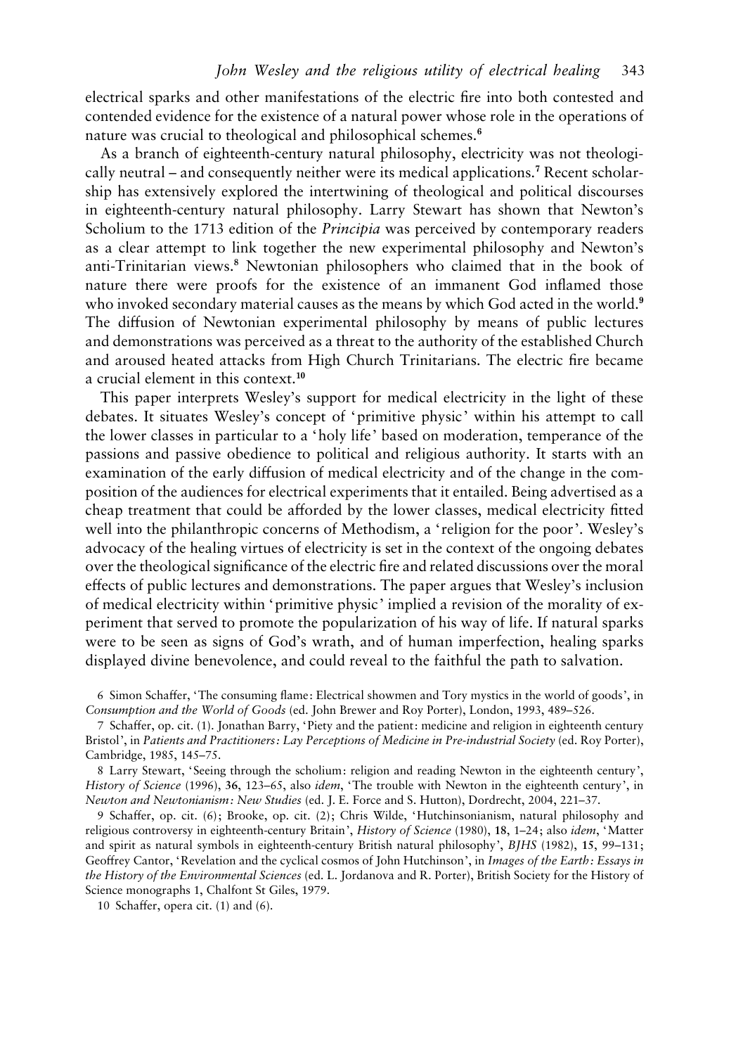electrical sparks and other manifestations of the electric fire into both contested and contended evidence for the existence of a natural power whose role in the operations of nature was crucial to theological and philosophical schemes.[6]

As a branch of eighteenth-century natural philosophy, electricity was not theologically neutral – and consequently neither were its medical applications.[7] Recent scholarship has extensively explored the intertwining of theological and political discourses in eighteenth-century natural philosophy. Larry Stewart has shown that Newton's Scholium to the 1713 edition of the *Principia* was perceived by contemporary readers as a clear attempt to link together the new experimental philosophy and Newton's anti-Trinitarian views.[8] Newtonian philosophers who claimed that in the book of nature there were proofs for the existence of an immanent God inflamed those who invoked secondary material causes as the means by which God acted in the world.[9] The diffusion of Newtonian experimental philosophy by means of public lectures and demonstrations was perceived as a threat to the authority of the established Church and aroused heated attacks from High Church Trinitarians. The electric fire became a crucial element in this context.[10]

This paper interprets Wesley's support for medical electricity in the light of these debates. It situates Wesley's concept of 'primitive physic' within his attempt to call the lower classes in particular to a 'holy life' based on moderation, temperance of the passions and passive obedience to political and religious authority. It starts with an examination of the early diffusion of medical electricity and of the change in the composition of the audiences for electrical experiments that it entailed. Being advertised as a cheap treatment that could be afforded by the lower classes, medical electricity fitted well into the philanthropic concerns of Methodism, a 'religion for the poor'. Wesley's advocacy of the healing virtues of electricity is set in the context of the ongoing debates over the theological significance of the electric fire and related discussions over the moral effects of public lectures and demonstrations. The paper argues that Wesley's inclusion of medical electricity within 'primitive physic' implied a revision of the morality of experiment that served to promote the popularization of his way of life. If natural sparks were to be seen as signs of God's wrath, and of human imperfection, healing sparks displayed divine benevolence, and could reveal to the faithful the path to salvation.

6 Simon Schaffer, 'The consuming flame: Electrical showmen and Tory mystics in the world of goods', in *Consumption and the World of Goods* (ed. John Brewer and Roy Porter), London, 1993, 489–526.

7 Schaffer, op. cit. (1). Jonathan Barry, 'Piety and the patient: medicine and religion in eighteenth century Bristol', in *Patients and Practitioners: Lay Perceptions of Medicine in Pre-industrial Society* (ed. Roy Porter), Cambridge, 1985, 145–75.

8 Larry Stewart, 'Seeing through the scholium: religion and reading Newton in the eighteenth century', *History of Science* (1996), **36**, 123–65, also *idem*, 'The trouble with Newton in the eighteenth century', in *Newton and Newtonianism: New Studies* (ed. J. E. Force and S. Hutton), Dordrecht, 2004, 221–37.

9 Schaffer, op. cit. (6); Brooke, op. cit. (2); Chris Wilde, 'Hutchinsonianism, natural philosophy and religious controversy in eighteenth-century Britain', *History of Science* (1980), **18**, 1–24; also *idem*, 'Matter and spirit as natural symbols in eighteenth-century British natural philosophy', *BJHS* (1982), **15**, 99–131; Geoffrey Cantor, 'Revelation and the cyclical cosmos of John Hutchinson', in *Images of the Earth: Essays in the History of the Environmental Sciences* (ed. L. Jordanova and R. Porter), British Society for the History of Science monographs 1, Chalfont St Giles, 1979.

10 Schaffer, opera cit. (1) and (6).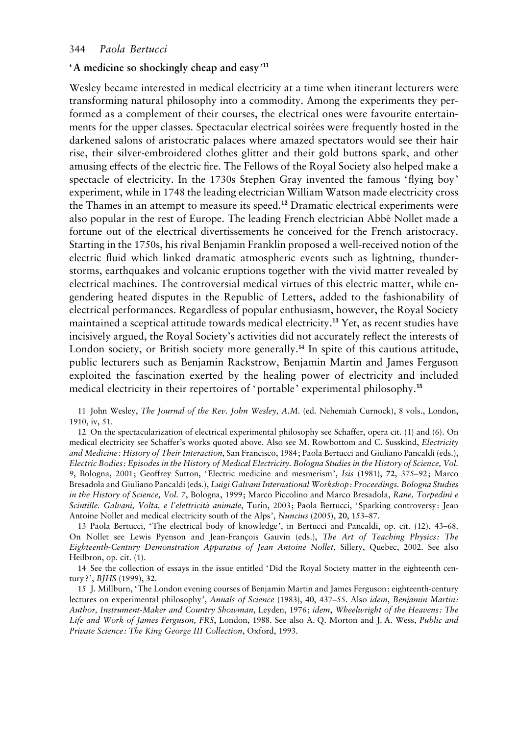## 'A medicine so shockingly cheap and easy'[11]

Wesley became interested in medical electricity at a time when itinerant lecturers were transforming natural philosophy into a commodity. Among the experiments they performed as a complement of their courses, the electrical ones were favourite entertainments for the upper classes. Spectacular electrical soirées were frequently hosted in the darkened salons of aristocratic palaces where amazed spectators would see their hair rise, their silver-embroidered clothes glitter and their gold buttons spark, and other amusing effects of the electric fire. The Fellows of the Royal Society also helped make a spectacle of electricity. In the 1730s Stephen Gray invented the famous 'flying boy' experiment, while in 1748 the leading electrician William Watson made electricity cross the Thames in an attempt to measure its speed.[12] Dramatic electrical experiments were also popular in the rest of Europe. The leading French electrician Abbé Nollet made a fortune out of the electrical divertissements he conceived for the French aristocracy. Starting in the 1750s, his rival Benjamin Franklin proposed a well-received notion of the electric fluid which linked dramatic atmospheric events such as lightning, thunderstorms, earthquakes and volcanic eruptions together with the vivid matter revealed by electrical machines. The controversial medical virtues of this electric matter, while engendering heated disputes in the Republic of Letters, added to the fashionability of electrical performances. Regardless of popular enthusiasm, however, the Royal Society maintained a sceptical attitude towards medical electricity.[13] Yet, as recent studies have incisively argued, the Royal Society's activities did not accurately reflect the interests of London society, or British society more generally.[14] In spite of this cautious attitude, public lecturers such as Benjamin Rackstrow, Benjamin Martin and James Ferguson exploited the fascination exerted by the healing power of electricity and included medical electricity in their repertoires of 'portable' experimental philosophy.[15]

11 John Wesley, *The Journal of the Rev. John Wesley, A.M.* (ed. Nehemiah Curnock), 8 vols., London, 1910, iv, 51.

12 On the spectacularization of electrical experimental philosophy see Schaffer, opera cit. (1) and (6). On medical electricity see Schaffer's works quoted above. Also see M. Rowbottom and C. Susskind, *Electricity and Medicine: History of Their Interaction*, San Francisco, 1984; Paola Bertucci and Giuliano Pancaldi (eds.), *Electric Bodies: Episodes in the History of Medical Electricity. Bologna Studies in the History of Science, Vol. 9*, Bologna, 2001; Geoffrey Sutton, 'Electric medicine and mesmerism', *Isis* (1981), **72**, 375–92; Marco Bresadola and Giuliano Pancaldi (eds.), *Luigi Galvani International Workshop: Proceedings. Bologna Studies in the History of Science, Vol. 7*, Bologna, 1999; Marco Piccolino and Marco Bresadola, *Rane, Torpedini e Scintille. Galvani, Volta, e l'elettricità animale*, Turin, 2003; Paola Bertucci, 'Sparking controversy: Jean Antoine Nollet and medical electricity south of the Alps', *Nuncius* (2005), **20**, 153–87.

13 Paola Bertucci, 'The electrical body of knowledge', in Bertucci and Pancaldi, op. cit. (12), 43–68. On Nollet see Lewis Pyenson and Jean-François Gauvin (eds.), *The Art of Teaching Physics: The Eighteenth-Century Demonstration Apparatus of Jean Antoine Nollet*, Sillery, Quebec, 2002. See also Heilbron, op. cit. (1).

14 See the collection of essays in the issue entitled 'Did the Royal Society matter in the eighteenth century?', *BJHS* (1999), **32**.

15 J. Millburn, 'The London evening courses of Benjamin Martin and James Ferguson: eighteenth-century lectures on experimental philosophy', *Annals of Science* (1983), **40**, 437–55. Also *idem*, *Benjamin Martin: Author, Instrument-Maker and Country Showman*, Leyden, 1976; *idem*, *Wheelwright of the Heavens: The Life and Work of James Ferguson, FRS*, London, 1988. See also A. Q. Morton and J. A. Wess, *Public and Private Science: The King George III Collection*, Oxford, 1993.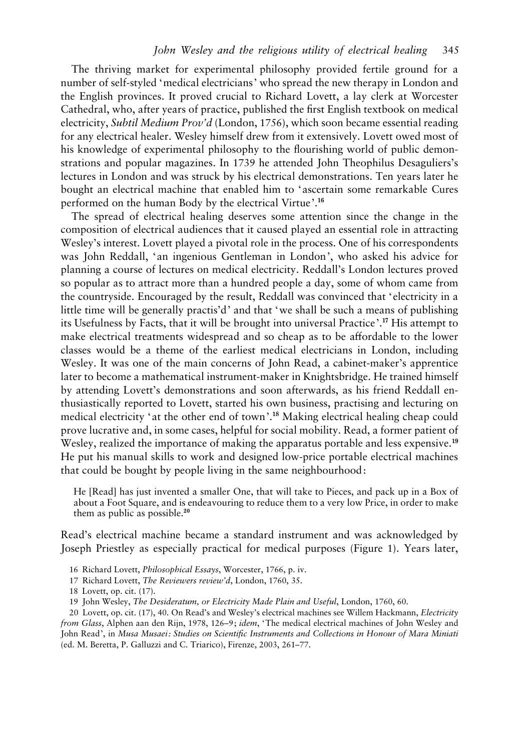The thriving market for experimental philosophy provided fertile ground for a number of self-styled 'medical electricians' who spread the new therapy in London and the English provinces. It proved crucial to Richard Lovett, a lay clerk at Worcester Cathedral, who, after years of practice, published the first English textbook on medical electricity, *Subtil Medium Prov'd* (London, 1756), which soon became essential reading for any electrical healer. Wesley himself drew from it extensively. Lovett owed most of his knowledge of experimental philosophy to the flourishing world of public demonstrations and popular magazines. In 1739 he attended John Theophilus Desaguliers's lectures in London and was struck by his electrical demonstrations. Ten years later he bought an electrical machine that enabled him to 'ascertain some remarkable Cures performed on the human Body by the electrical Virtue'.[16]

The spread of electrical healing deserves some attention since the change in the composition of electrical audiences that it caused played an essential role in attracting Wesley's interest. Lovett played a pivotal role in the process. One of his correspondents was John Reddall, 'an ingenious Gentleman in London', who asked his advice for planning a course of lectures on medical electricity. Reddall's London lectures proved so popular as to attract more than a hundred people a day, some of whom came from the countryside. Encouraged by the result, Reddall was convinced that 'electricity in a little time will be generally practis'd' and that 'we shall be such a means of publishing its Usefulness by Facts, that it will be brought into universal Practice'.[17] His attempt to make electrical treatments widespread and so cheap as to be affordable to the lower classes would be a theme of the earliest medical electricians in London, including Wesley. It was one of the main concerns of John Read, a cabinet-maker's apprentice later to become a mathematical instrument-maker in Knightsbridge. He trained himself by attending Lovett's demonstrations and soon afterwards, as his friend Reddall enthusiastically reported to Lovett, started his own business, practising and lecturing on medical electricity 'at the other end of town'.[18] Making electrical healing cheap could prove lucrative and, in some cases, helpful for social mobility. Read, a former patient of Wesley, realized the importance of making the apparatus portable and less expensive.[19] He put his manual skills to work and designed low-price portable electrical machines that could be bought by people living in the same neighbourhood:

> He [Read] has just invented a smaller One, that will take to Pieces, and pack up in a Box of about a Foot Square, and is endeavouring to reduce them to a very low Price, in order to make them as public as possible.[20]

Read's electrical machine became a standard instrument and was acknowledged by Joseph Priestley as especially practical for medical purposes (Figure 1). Years later,

16 Richard Lovett, *Philosophical Essays*, Worcester, 1766, p. iv.

17 Richard Lovett, *The Reviewers review'd*, London, 1760, 35.

18 Lovett, op. cit. (17).

19 John Wesley, *The Desideratum, or Electricity Made Plain and Useful*, London, 1760, 60.

20 Lovett, op. cit. (17), 40. On Read's and Wesley's electrical machines see Willem Hackmann, *Electricity from Glass*, Alphen aan den Rijn, 1978, 126–9; *idem*, 'The medical electrical machines of John Wesley and John Read', in *Musa Musaei: Studies on Scientific Instruments and Collections in Honour of Mara Miniati* (ed. M. Beretta, P. Galluzzi and C. Triarico), Firenze, 2003, 261–77.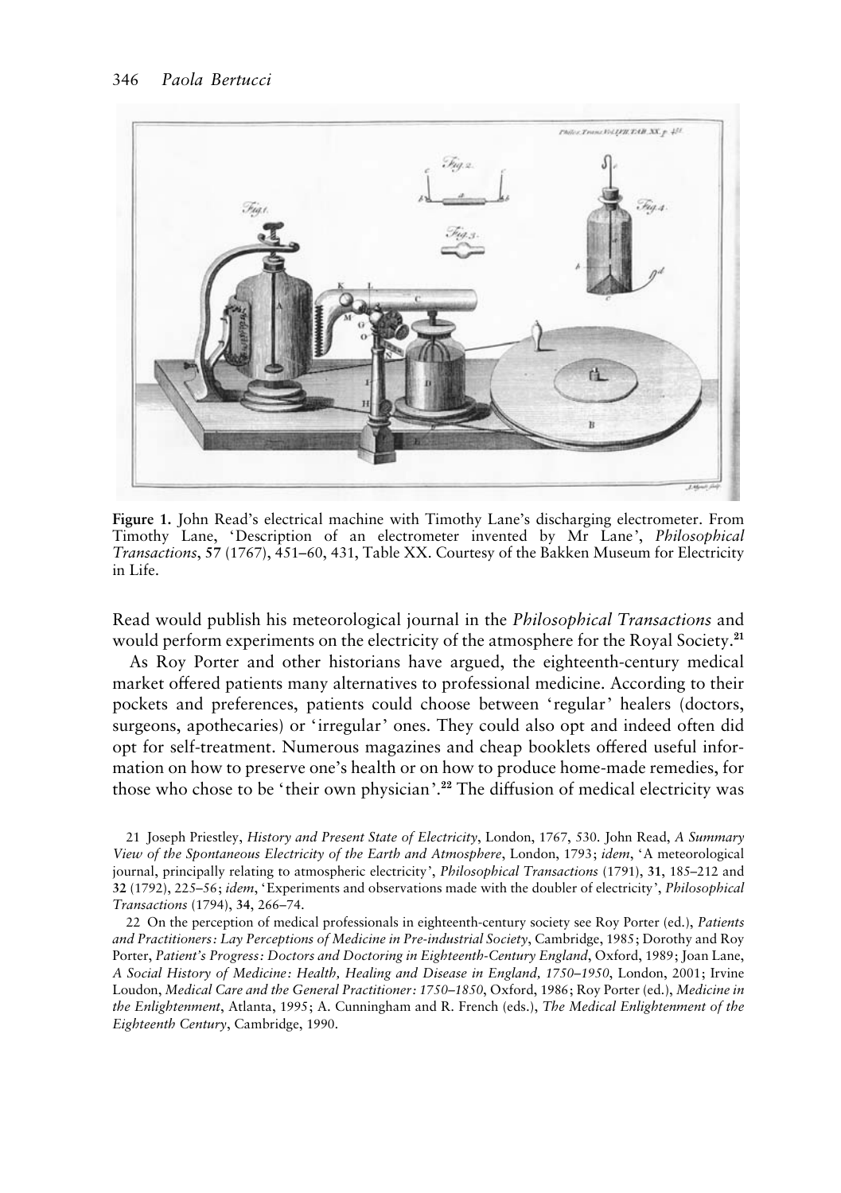**Figure 1.** John Read's electrical machine with Timothy Lane's discharging electrometer. From Timothy Lane, 'Description of an electrometer invented by Mr Lane', *Philosophical Transactions*, **57** (1767), 451–60, 431, Table XX. Courtesy of the Bakken Museum for Electricity in Life.

Read would publish his meteorological journal in the *Philosophical Transactions* and would perform experiments on the electricity of the atmosphere for the Royal Society.[21]

As Roy Porter and other historians have argued, the eighteenth-century medical market offered patients many alternatives to professional medicine. According to their pockets and preferences, patients could choose between 'regular' healers (doctors, surgeons, apothecaries) or 'irregular' ones. They could also opt and indeed often did opt for self-treatment. Numerous magazines and cheap booklets offered useful information on how to preserve one's health or on how to produce home-made remedies, for those who chose to be 'their own physician'.[22] The diffusion of medical electricity was

21 Joseph Priestley, *History and Present State of Electricity*, London, 1767, 530. John Read, *A Summary View of the Spontaneous Electricity of the Earth and Atmosphere*, London, 1793; *idem*, 'A meteorological journal, principally relating to atmospheric electricity', *Philosophical Transactions* (1791), **31**, 185–212 and **32** (1792), 225–56; *idem*, 'Experiments and observations made with the doubler of electricity', *Philosophical Transactions* (1794), **34**, 266–74.

22 On the perception of medical professionals in eighteenth-century society see Roy Porter (ed.), *Patients and Practitioners: Lay Perceptions of Medicine in Pre-industrial Society*, Cambridge, 1985; Dorothy and Roy Porter, *Patient's Progress: Doctors and Doctoring in Eighteenth-Century England*, Oxford, 1989; Joan Lane, *A Social History of Medicine: Health, Healing and Disease in England, 1750–1950*, London, 2001; Irvine Loudon, *Medical Care and the General Practitioner: 1750–1850*, Oxford, 1986; Roy Porter (ed.), *Medicine in the Enlightenment*, Atlanta, 1995; A. Cunningham and R. French (eds.), *The Medical Enlightenment of the Eighteenth Century*, Cambridge, 1990.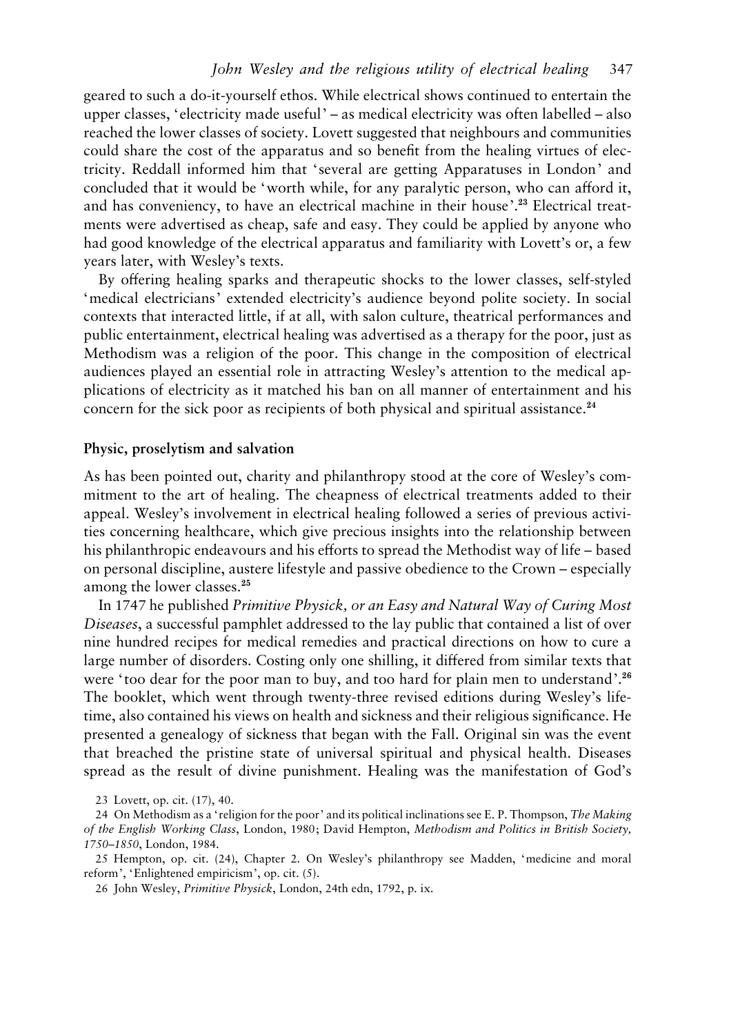geared to such a do-it-yourself ethos. While electrical shows continued to entertain the upper classes, 'electricity made useful' – as medical electricity was often labelled – also reached the lower classes of society. Lovett suggested that neighbours and communities could share the cost of the apparatus and so benefit from the healing virtues of electricity. Reddall informed him that 'several are getting Apparatuses in London' and concluded that it would be 'worth while, for any paralytic person, who can afford it, and has conveniency, to have an electrical machine in their house'.[23] Electrical treatments were advertised as cheap, safe and easy. They could be applied by anyone who had good knowledge of the electrical apparatus and familiarity with Lovett's or, a few years later, with Wesley's texts.

By offering healing sparks and therapeutic shocks to the lower classes, self-styled 'medical electricians' extended electricity's audience beyond polite society. In social contexts that interacted little, if at all, with salon culture, theatrical performances and public entertainment, electrical healing was advertised as a therapy for the poor, just as Methodism was a religion of the poor. This change in the composition of electrical audiences played an essential role in attracting Wesley's attention to the medical applications of electricity as it matched his ban on all manner of entertainment and his concern for the sick poor as recipients of both physical and spiritual assistance.[24]

## Physic, proselytism and salvation

As has been pointed out, charity and philanthropy stood at the core of Wesley's commitment to the art of healing. The cheapness of electrical treatments added to their appeal. Wesley's involvement in electrical healing followed a series of previous activities concerning healthcare, which give precious insights into the relationship between his philanthropic endeavours and his efforts to spread the Methodist way of life – based on personal discipline, austere lifestyle and passive obedience to the Crown – especially among the lower classes.[25]

In 1747 he published *Primitive Physick, or an Easy and Natural Way of Curing Most Diseases*, a successful pamphlet addressed to the lay public that contained a list of over nine hundred recipes for medical remedies and practical directions on how to cure a large number of disorders. Costing only one shilling, it differed from similar texts that were 'too dear for the poor man to buy, and too hard for plain men to understand'.[26] The booklet, which went through twenty-three revised editions during Wesley's lifetime, also contained his views on health and sickness and their religious significance. He presented a genealogy of sickness that began with the Fall. Original sin was the event that breached the pristine state of universal spiritual and physical health. Diseases spread as the result of divine punishment. Healing was the manifestation of God's

23 Lovett, op. cit. (17), 40.

24 On Methodism as a 'religion for the poor' and its political inclinations see E. P. Thompson, *The Making of the English Working Class*, London, 1980; David Hempton, *Methodism and Politics in British Society, 1750–1850*, London, 1984.

25 Hempton, op. cit. (24), Chapter 2. On Wesley's philanthropy see Madden, 'medicine and moral reform', 'Enlightened empiricism', op. cit. (5).

26 John Wesley, *Primitive Physick*, London, 24th edn, 1792, p. ix.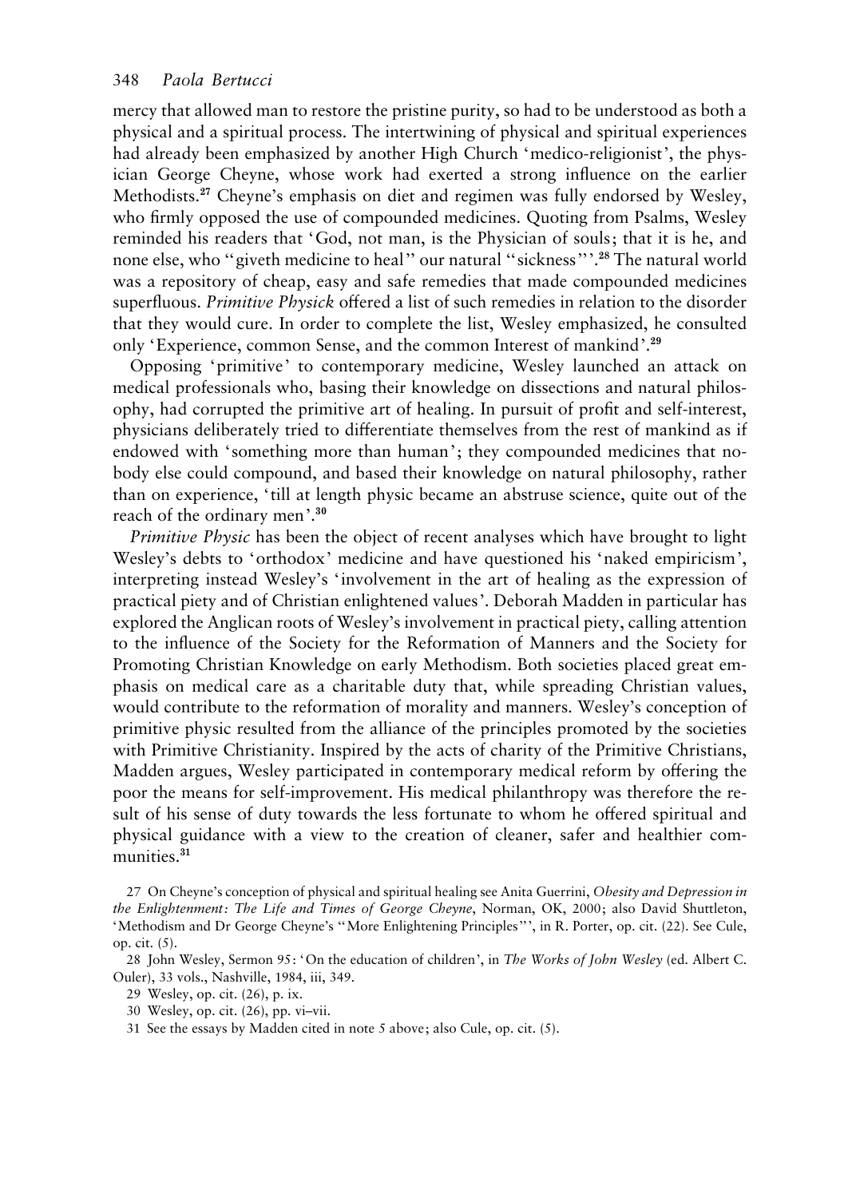mercy that allowed man to restore the pristine purity, so had to be understood as both a physical and a spiritual process. The intertwining of physical and spiritual experiences had already been emphasized by another High Church 'medico-religionist', the physician George Cheyne, whose work had exerted a strong influence on the earlier Methodists.[27] Cheyne's emphasis on diet and regimen was fully endorsed by Wesley, who firmly opposed the use of compounded medicines. Quoting from Psalms, Wesley reminded his readers that 'God, not man, is the Physician of souls; that it is he, and none else, who "giveth medicine to heal" our natural "sickness"'.[28] The natural world was a repository of cheap, easy and safe remedies that made compounded medicines superfluous. *Primitive Physick* offered a list of such remedies in relation to the disorder that they would cure. In order to complete the list, Wesley emphasized, he consulted only 'Experience, common Sense, and the common Interest of mankind'.[29]

Opposing 'primitive' to contemporary medicine, Wesley launched an attack on medical professionals who, basing their knowledge on dissections and natural philosophy, had corrupted the primitive art of healing. In pursuit of profit and self-interest, physicians deliberately tried to differentiate themselves from the rest of mankind as if endowed with 'something more than human'; they compounded medicines that nobody else could compound, and based their knowledge on natural philosophy, rather than on experience, 'till at length physic became an abstruse science, quite out of the reach of the ordinary men'.[30]

*Primitive Physic* has been the object of recent analyses which have brought to light Wesley's debts to 'orthodox' medicine and have questioned his 'naked empiricism', interpreting instead Wesley's 'involvement in the art of healing as the expression of practical piety and of Christian enlightened values'. Deborah Madden in particular has explored the Anglican roots of Wesley's involvement in practical piety, calling attention to the influence of the Society for the Reformation of Manners and the Society for Promoting Christian Knowledge on early Methodism. Both societies placed great emphasis on medical care as a charitable duty that, while spreading Christian values, would contribute to the reformation of morality and manners. Wesley's conception of primitive physic resulted from the alliance of the principles promoted by the societies with Primitive Christianity. Inspired by the acts of charity of the Primitive Christians, Madden argues, Wesley participated in contemporary medical reform by offering the poor the means for self-improvement. His medical philanthropy was therefore the result of his sense of duty towards the less fortunate to whom he offered spiritual and physical guidance with a view to the creation of cleaner, safer and healthier communities.[31]

27 On Cheyne's conception of physical and spiritual healing see Anita Guerrini, *Obesity and Depression in the Enlightenment: The Life and Times of George Cheyne*, Norman, OK, 2000; also David Shuttleton, 'Methodism and Dr George Cheyne's "More Enlightening Principles"', in R. Porter, op. cit. (22). See Cule, op. cit. (5).

28 John Wesley, Sermon 95: 'On the education of children', in *The Works of John Wesley* (ed. Albert C. Ouler), 33 vols., Nashville, 1984, iii, 349.

29 Wesley, op. cit. (26), p. ix.

30 Wesley, op. cit. (26), pp. vi–vii.

31 See the essays by Madden cited in note 5 above; also Cule, op. cit. (5).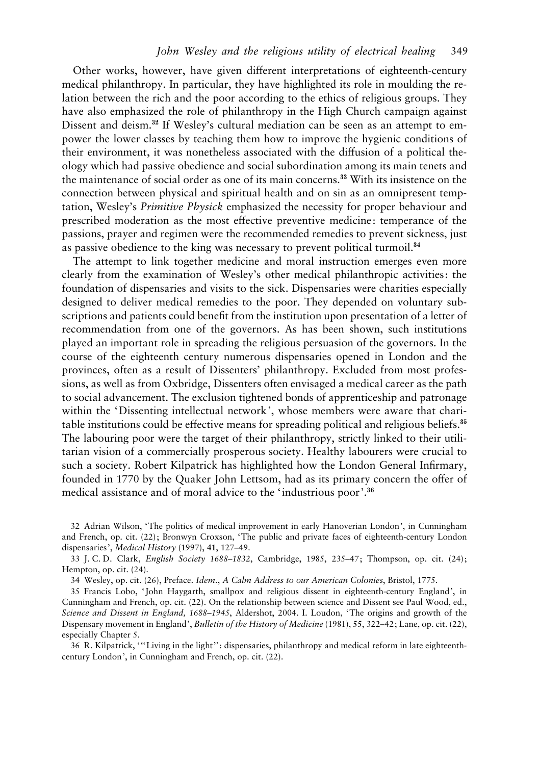Other works, however, have given different interpretations of eighteenth-century medical philanthropy. In particular, they have highlighted its role in moulding the relation between the rich and the poor according to the ethics of religious groups. They have also emphasized the role of philanthropy in the High Church campaign against Dissent and deism.[32] If Wesley's cultural mediation can be seen as an attempt to empower the lower classes by teaching them how to improve the hygienic conditions of their environment, it was nonetheless associated with the diffusion of a political theology which had passive obedience and social subordination among its main tenets and the maintenance of social order as one of its main concerns.[33] With its insistence on the connection between physical and spiritual health and on sin as an omnipresent temptation, Wesley's *Primitive Physick* emphasized the necessity for proper behaviour and prescribed moderation as the most effective preventive medicine: temperance of the passions, prayer and regimen were the recommended remedies to prevent sickness, just as passive obedience to the king was necessary to prevent political turmoil.[34]

The attempt to link together medicine and moral instruction emerges even more clearly from the examination of Wesley's other medical philanthropic activities: the foundation of dispensaries and visits to the sick. Dispensaries were charities especially designed to deliver medical remedies to the poor. They depended on voluntary subscriptions and patients could benefit from the institution upon presentation of a letter of recommendation from one of the governors. As has been shown, such institutions played an important role in spreading the religious persuasion of the governors. In the course of the eighteenth century numerous dispensaries opened in London and the provinces, often as a result of Dissenters' philanthropy. Excluded from most professions, as well as from Oxbridge, Dissenters often envisaged a medical career as the path to social advancement. The exclusion tightened bonds of apprenticeship and patronage within the 'Dissenting intellectual network', whose members were aware that charitable institutions could be effective means for spreading political and religious beliefs.[35] The labouring poor were the target of their philanthropy, strictly linked to their utilitarian vision of a commercially prosperous society. Healthy labourers were crucial to such a society. Robert Kilpatrick has highlighted how the London General Infirmary, founded in 1770 by the Quaker John Lettsom, had as its primary concern the offer of medical assistance and of moral advice to the 'industrious poor'.[36]

32 Adrian Wilson, 'The politics of medical improvement in early Hanoverian London', in Cunningham and French, op. cit. (22); Bronwyn Croxson, 'The public and private faces of eighteenth-century London dispensaries', *Medical History* (1997), **41**, 127–49.

33 J. C. D. Clark, *English Society 1688–1832*, Cambridge, 1985, 235–47; Thompson, op. cit. (24); Hempton, op. cit. (24).

34 Wesley, op. cit. (26), Preface. *Idem*., *A Calm Address to our American Colonies*, Bristol, 1775.

35 Francis Lobo, 'John Haygarth, smallpox and religious dissent in eighteenth-century England', in Cunningham and French, op. cit. (22). On the relationship between science and Dissent see Paul Wood, ed., *Science and Dissent in England, 1688–1945*, Aldershot, 2004. I. Loudon, 'The origins and growth of the Dispensary movement in England', *Bulletin of the History of Medicine* (1981), **55**, 322–42; Lane, op. cit. (22), especially Chapter 5.

36 R. Kilpatrick, '"Living in the light": dispensaries, philanthropy and medical reform in late eighteenth-century London', in Cunningham and French, op. cit. (22).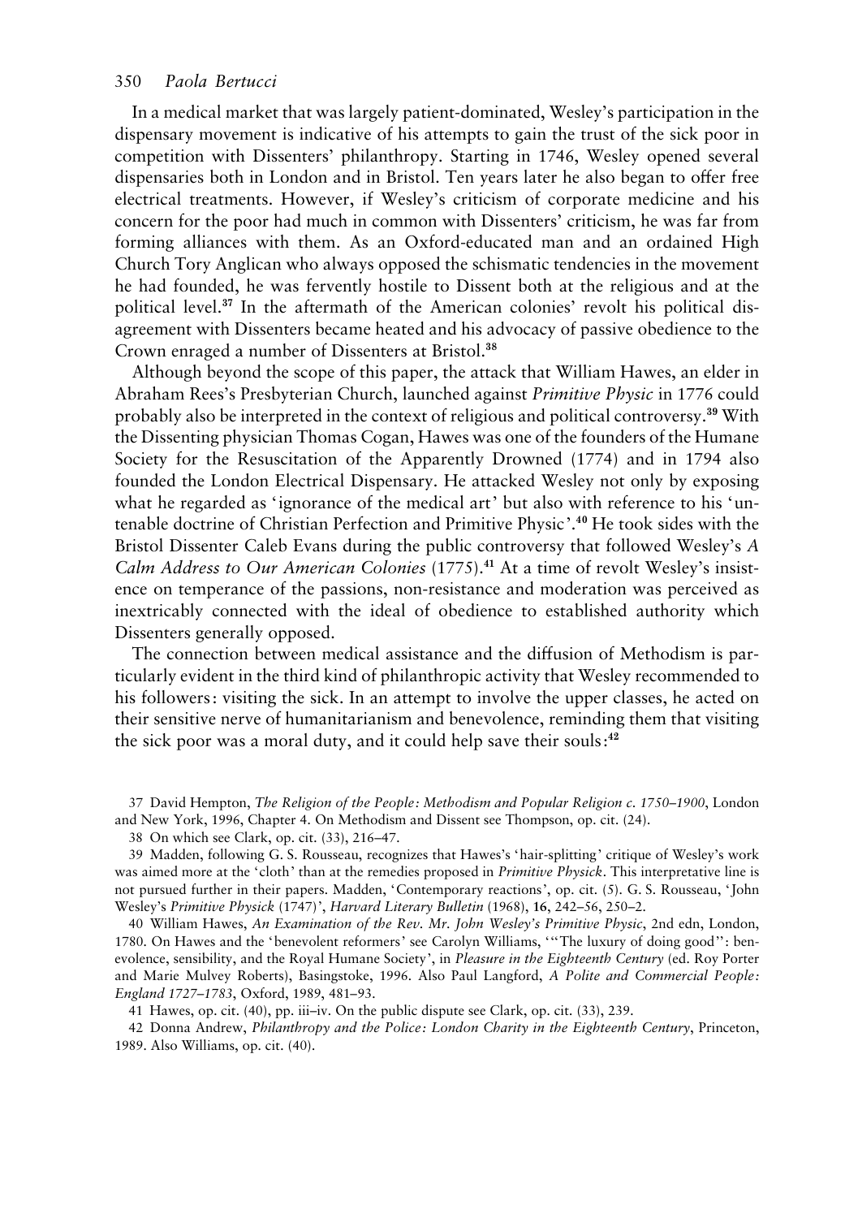In a medical market that was largely patient-dominated, Wesley's participation in the dispensary movement is indicative of his attempts to gain the trust of the sick poor in competition with Dissenters' philanthropy. Starting in 1746, Wesley opened several dispensaries both in London and in Bristol. Ten years later he also began to offer free electrical treatments. However, if Wesley's criticism of corporate medicine and his concern for the poor had much in common with Dissenters' criticism, he was far from forming alliances with them. As an Oxford-educated man and an ordained High Church Tory Anglican who always opposed the schismatic tendencies in the movement he had founded, he was fervently hostile to Dissent both at the religious and at the political level.[37] In the aftermath of the American colonies' revolt his political disagreement with Dissenters became heated and his advocacy of passive obedience to the Crown enraged a number of Dissenters at Bristol.[38]

Although beyond the scope of this paper, the attack that William Hawes, an elder in Abraham Rees's Presbyterian Church, launched against *Primitive Physic* in 1776 could probably also be interpreted in the context of religious and political controversy.[39] With the Dissenting physician Thomas Cogan, Hawes was one of the founders of the Humane Society for the Resuscitation of the Apparently Drowned (1774) and in 1794 also founded the London Electrical Dispensary. He attacked Wesley not only by exposing what he regarded as 'ignorance of the medical art' but also with reference to his 'untenable doctrine of Christian Perfection and Primitive Physic'.[40] He took sides with the Bristol Dissenter Caleb Evans during the public controversy that followed Wesley's *A Calm Address to Our American Colonies* (1775).[41] At a time of revolt Wesley's insistence on temperance of the passions, non-resistance and moderation was perceived as inextricably connected with the ideal of obedience to established authority which Dissenters generally opposed.

The connection between medical assistance and the diffusion of Methodism is particularly evident in the third kind of philanthropic activity that Wesley recommended to his followers: visiting the sick. In an attempt to involve the upper classes, he acted on their sensitive nerve of humanitarianism and benevolence, reminding them that visiting the sick poor was a moral duty, and it could help save their souls:[42]

37 David Hempton, *The Religion of the People: Methodism and Popular Religion c. 1750–1900*, London and New York, 1996, Chapter 4. On Methodism and Dissent see Thompson, op. cit. (24).

38 On which see Clark, op. cit. (33), 216–47.

39 Madden, following G. S. Rousseau, recognizes that Hawes's 'hair-splitting' critique of Wesley's work was aimed more at the 'cloth' than at the remedies proposed in *Primitive Physick*. This interpretative line is not pursued further in their papers. Madden, 'Contemporary reactions', op. cit. (5). G. S. Rousseau, 'John Wesley's *Primitive Physick* (1747)', *Harvard Literary Bulletin* (1968), **16**, 242–56, 250–2.

40 William Hawes, *An Examination of the Rev. Mr. John Wesley's Primitive Physic*, 2nd edn, London, 1780. On Hawes and the 'benevolent reformers' see Carolyn Williams, '"The luxury of doing good": benevolence, sensibility, and the Royal Humane Society', in *Pleasure in the Eighteenth Century* (ed. Roy Porter and Marie Mulvey Roberts), Basingstoke, 1996. Also Paul Langford, *A Polite and Commercial People: England 1727–1783*, Oxford, 1989, 481–93.

41 Hawes, op. cit. (40), pp. iii–iv. On the public dispute see Clark, op. cit. (33), 239.

42 Donna Andrew, *Philanthropy and the Police: London Charity in the Eighteenth Century*, Princeton, 1989. Also Williams, op. cit. (40).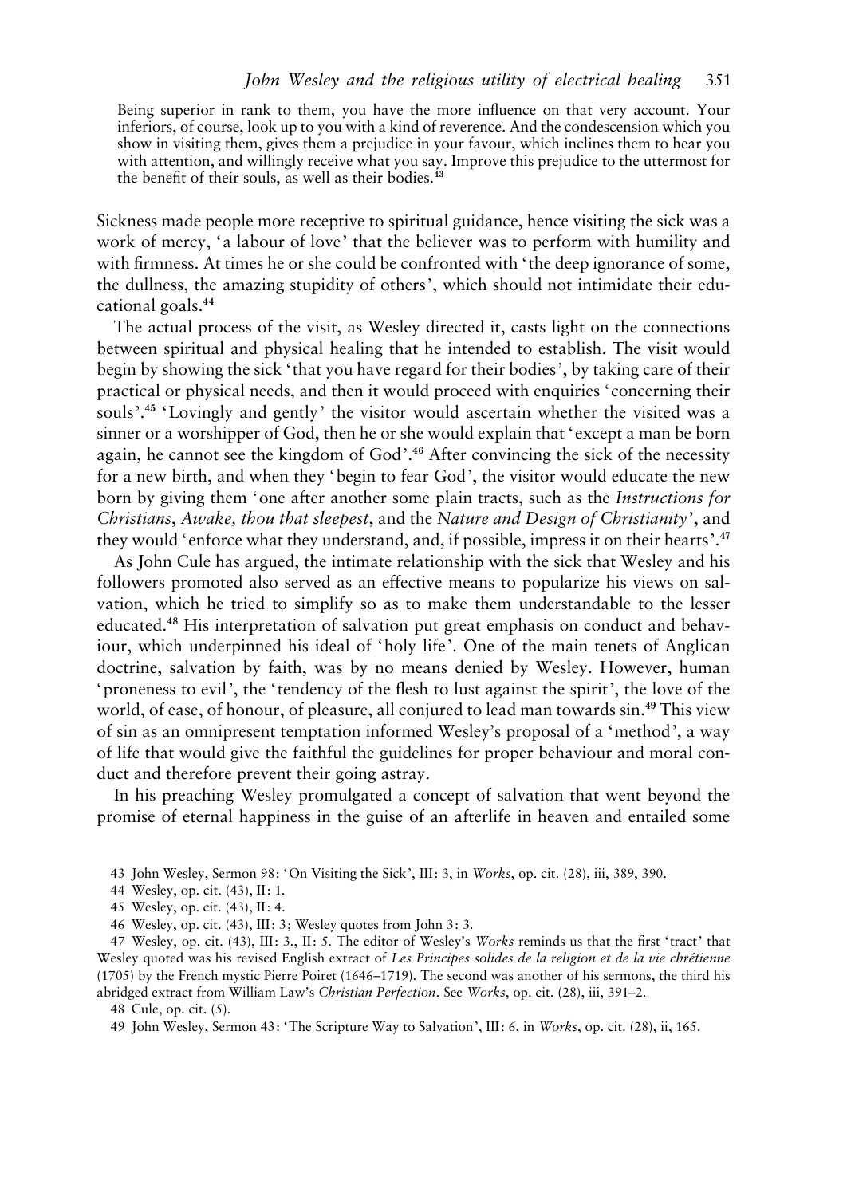> Being superior in rank to them, you have the more influence on that very account. Your inferiors, of course, look up to you with a kind of reverence. And the condescension which you show in visiting them, gives them a prejudice in your favour, which inclines them to hear you with attention, and willingly receive what you say. Improve this prejudice to the uttermost for the benefit of their souls, as well as their bodies.[43]

Sickness made people more receptive to spiritual guidance, hence visiting the sick was a work of mercy, 'a labour of love' that the believer was to perform with humility and with firmness. At times he or she could be confronted with 'the deep ignorance of some, the dullness, the amazing stupidity of others', which should not intimidate their educational goals.[44]

The actual process of the visit, as Wesley directed it, casts light on the connections between spiritual and physical healing that he intended to establish. The visit would begin by showing the sick 'that you have regard for their bodies', by taking care of their practical or physical needs, and then it would proceed with enquiries 'concerning their souls'.[45] 'Lovingly and gently' the visitor would ascertain whether the visited was a sinner or a worshipper of God, then he or she would explain that 'except a man be born again, he cannot see the kingdom of God'.[46] After convincing the sick of the necessity for a new birth, and when they 'begin to fear God', the visitor would educate the new born by giving them 'one after another some plain tracts, such as the *Instructions for Christians*, *Awake, thou that sleepest*, and the *Nature and Design of Christianity*', and they would 'enforce what they understand, and, if possible, impress it on their hearts'.[47]

As John Cule has argued, the intimate relationship with the sick that Wesley and his followers promoted also served as an effective means to popularize his views on salvation, which he tried to simplify so as to make them understandable to the lesser educated.[48] His interpretation of salvation put great emphasis on conduct and behaviour, which underpinned his ideal of 'holy life'. One of the main tenets of Anglican doctrine, salvation by faith, was by no means denied by Wesley. However, human 'proneness to evil', the 'tendency of the flesh to lust against the spirit', the love of the world, of ease, of honour, of pleasure, all conjured to lead man towards sin.[49] This view of sin as an omnipresent temptation informed Wesley's proposal of a 'method', a way of life that would give the faithful the guidelines for proper behaviour and moral conduct and therefore prevent their going astray.

In his preaching Wesley promulgated a concept of salvation that went beyond the promise of eternal happiness in the guise of an afterlife in heaven and entailed some

43 John Wesley, Sermon 98: 'On Visiting the Sick', III: 3, in *Works*, op. cit. (28), iii, 389, 390.

44 Wesley, op. cit. (43), II: 1.

45 Wesley, op. cit. (43), II: 4.

46 Wesley, op. cit. (43), III: 3; Wesley quotes from John 3: 3.

47 Wesley, op. cit. (43), III: 3., II: 5. The editor of Wesley's *Works* reminds us that the first 'tract' that Wesley quoted was his revised English extract of *Les Principes solides de la religion et de la vie chrétienne* (1705) by the French mystic Pierre Poiret (1646–1719). The second was another of his sermons, the third his abridged extract from William Law's *Christian Perfection*. See *Works*, op. cit. (28), iii, 391–2.

48 Cule, op. cit. (5).

49 John Wesley, Sermon 43: 'The Scripture Way to Salvation', III: 6, in *Works*, op. cit. (28), ii, 165.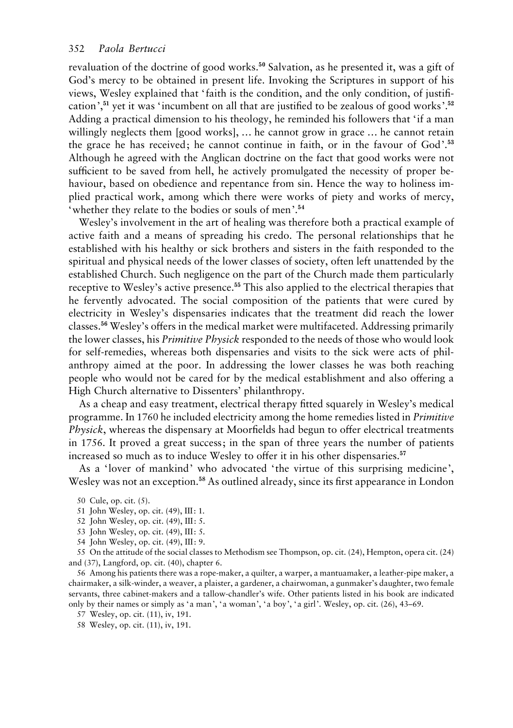revaluation of the doctrine of good works.[50] Salvation, as he presented it, was a gift of God's mercy to be obtained in present life. Invoking the Scriptures in support of his views, Wesley explained that 'faith is the condition, and the only condition, of justification',[51] yet it was 'incumbent on all that are justified to be zealous of good works'.[52] Adding a practical dimension to his theology, he reminded his followers that 'if a man willingly neglects them [good works], … he cannot grow in grace … he cannot retain the grace he has received; he cannot continue in faith, or in the favour of God'.[53] Although he agreed with the Anglican doctrine on the fact that good works were not sufficient to be saved from hell, he actively promulgated the necessity of proper behaviour, based on obedience and repentance from sin. Hence the way to holiness implied practical work, among which there were works of piety and works of mercy, 'whether they relate to the bodies or souls of men'.[54]

Wesley's involvement in the art of healing was therefore both a practical example of active faith and a means of spreading his credo. The personal relationships that he established with his healthy or sick brothers and sisters in the faith responded to the spiritual and physical needs of the lower classes of society, often left unattended by the established Church. Such negligence on the part of the Church made them particularly receptive to Wesley's active presence.[55] This also applied to the electrical therapies that he fervently advocated. The social composition of the patients that were cured by electricity in Wesley's dispensaries indicates that the treatment did reach the lower classes.[56] Wesley's offers in the medical market were multifaceted. Addressing primarily the lower classes, his *Primitive Physick* responded to the needs of those who would look for self-remedies, whereas both dispensaries and visits to the sick were acts of philanthropy aimed at the poor. In addressing the lower classes he was both reaching people who would not be cared for by the medical establishment and also offering a High Church alternative to Dissenters' philanthropy.

As a cheap and easy treatment, electrical therapy fitted squarely in Wesley's medical programme. In 1760 he included electricity among the home remedies listed in *Primitive Physick*, whereas the dispensary at Moorfields had begun to offer electrical treatments in 1756. It proved a great success; in the span of three years the number of patients increased so much as to induce Wesley to offer it in his other dispensaries.[57]

As a 'lover of mankind' who advocated 'the virtue of this surprising medicine', Wesley was not an exception.[58] As outlined already, since its first appearance in London

50 Cule, op. cit. (5).

51 John Wesley, op. cit. (49), III: 1.

52 John Wesley, op. cit. (49), III: 5.

53 John Wesley, op. cit. (49), III: 5.

54 John Wesley, op. cit. (49), III: 9.

55 On the attitude of the social classes to Methodism see Thompson, op. cit. (24), Hempton, opera cit. (24) and (37), Langford, op. cit. (40), chapter 6.

56 Among his patients there was a rope-maker, a quilter, a warper, a mantuamaker, a leather-pipe maker, a chairmaker, a silk-winder, a weaver, a plaister, a gardener, a chairwoman, a gunmaker's daughter, two female servants, three cabinet-makers and a tallow-chandler's wife. Other patients listed in his book are indicated only by their names or simply as 'a man', 'a woman', 'a boy', 'a girl'. Wesley, op. cit. (26), 43–69.

57 Wesley, op. cit. (11), iv, 191.

58 Wesley, op. cit. (11), iv, 191.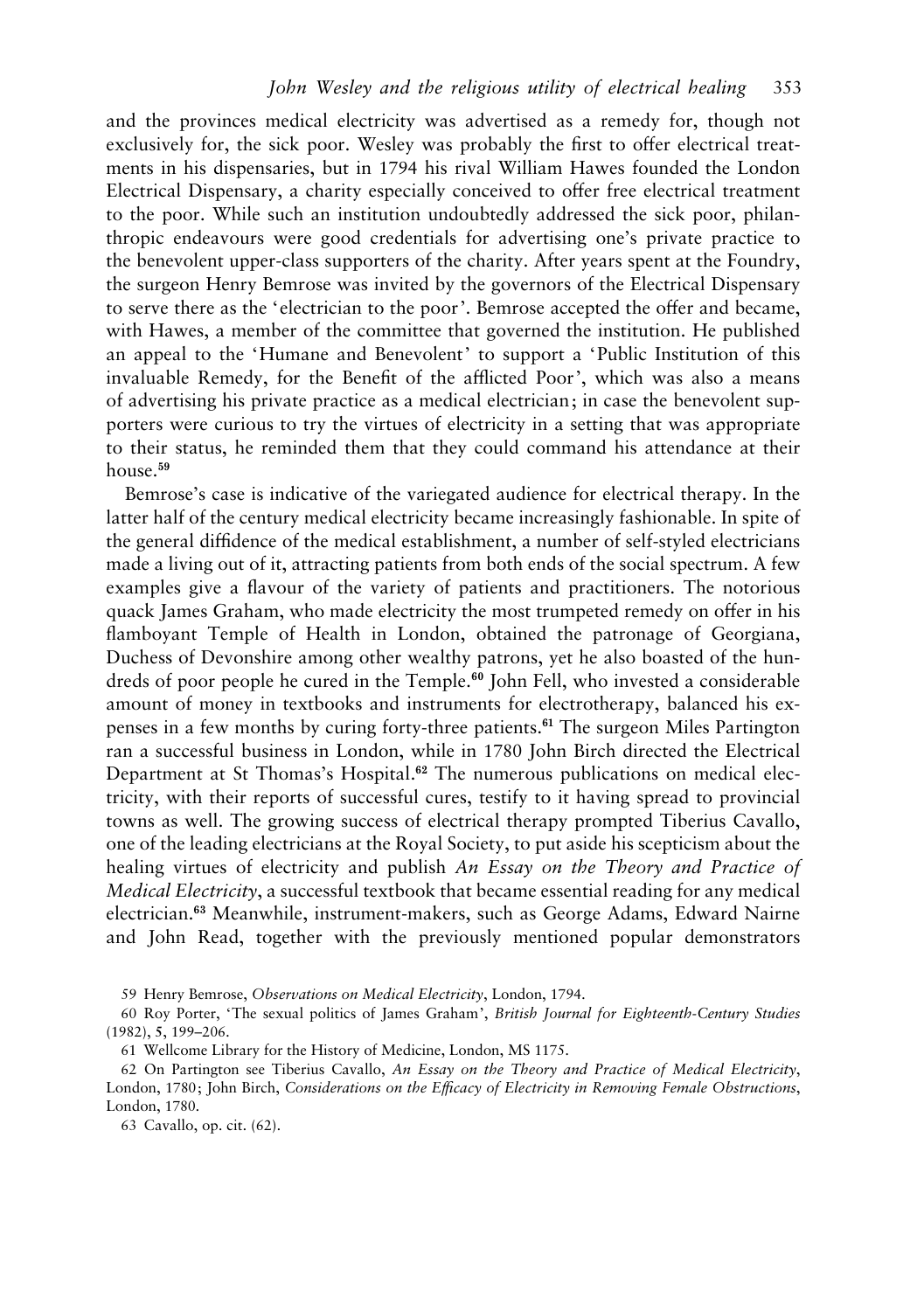and the provinces medical electricity was advertised as a remedy for, though not exclusively for, the sick poor. Wesley was probably the first to offer electrical treatments in his dispensaries, but in 1794 his rival William Hawes founded the London Electrical Dispensary, a charity especially conceived to offer free electrical treatment to the poor. While such an institution undoubtedly addressed the sick poor, philanthropic endeavours were good credentials for advertising one's private practice to the benevolent upper-class supporters of the charity. After years spent at the Foundry, the surgeon Henry Bemrose was invited by the governors of the Electrical Dispensary to serve there as the 'electrician to the poor'. Bemrose accepted the offer and became, with Hawes, a member of the committee that governed the institution. He published an appeal to the 'Humane and Benevolent' to support a 'Public Institution of this invaluable Remedy, for the Benefit of the afflicted Poor', which was also a means of advertising his private practice as a medical electrician; in case the benevolent supporters were curious to try the virtues of electricity in a setting that was appropriate to their status, he reminded them that they could command his attendance at their house.[59]

Bemrose's case is indicative of the variegated audience for electrical therapy. In the latter half of the century medical electricity became increasingly fashionable. In spite of the general diffidence of the medical establishment, a number of self-styled electricians made a living out of it, attracting patients from both ends of the social spectrum. A few examples give a flavour of the variety of patients and practitioners. The notorious quack James Graham, who made electricity the most trumpeted remedy on offer in his flamboyant Temple of Health in London, obtained the patronage of Georgiana, Duchess of Devonshire among other wealthy patrons, yet he also boasted of the hundreds of poor people he cured in the Temple.[60] John Fell, who invested a considerable amount of money in textbooks and instruments for electrotherapy, balanced his expenses in a few months by curing forty-three patients.[61] The surgeon Miles Partington ran a successful business in London, while in 1780 John Birch directed the Electrical Department at St Thomas's Hospital.[62] The numerous publications on medical electricity, with their reports of successful cures, testify to it having spread to provincial towns as well. The growing success of electrical therapy prompted Tiberius Cavallo, one of the leading electricians at the Royal Society, to put aside his scepticism about the healing virtues of electricity and publish *An Essay on the Theory and Practice of Medical Electricity*, a successful textbook that became essential reading for any medical electrician.[63] Meanwhile, instrument-makers, such as George Adams, Edward Nairne and John Read, together with the previously mentioned popular demonstrators

59 Henry Bemrose, *Observations on Medical Electricity*, London, 1794.

60 Roy Porter, 'The sexual politics of James Graham', *British Journal for Eighteenth-Century Studies* (1982), 5, 199–206.

61 Wellcome Library for the History of Medicine, London, MS 1175.

62 On Partington see Tiberius Cavallo, *An Essay on the Theory and Practice of Medical Electricity*, London, 1780; John Birch, *Considerations on the Efficacy of Electricity in Removing Female Obstructions*, London, 1780.

63 Cavallo, op. cit. (62).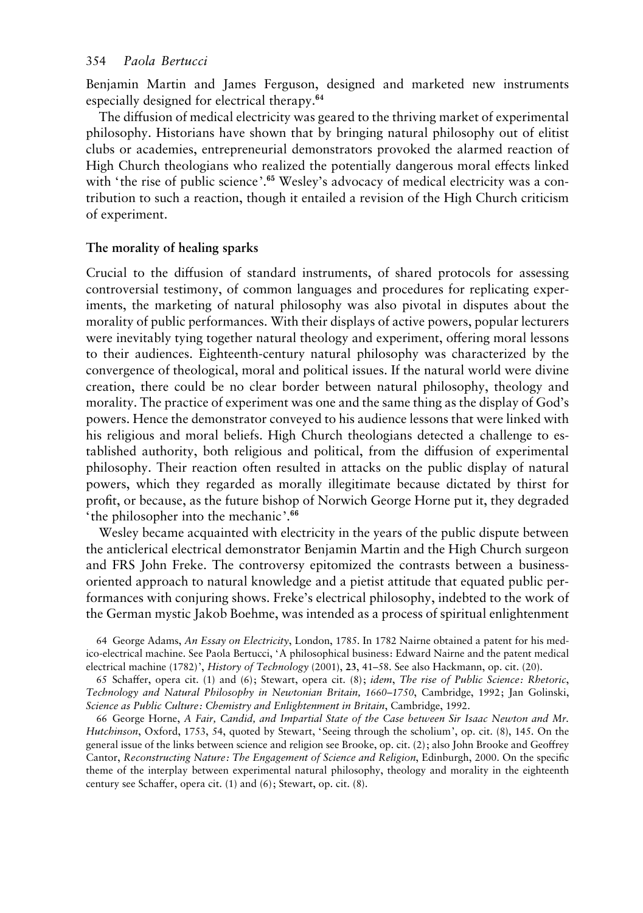Benjamin Martin and James Ferguson, designed and marketed new instruments especially designed for electrical therapy.[64]

The diffusion of medical electricity was geared to the thriving market of experimental philosophy. Historians have shown that by bringing natural philosophy out of elitist clubs or academies, entrepreneurial demonstrators provoked the alarmed reaction of High Church theologians who realized the potentially dangerous moral effects linked with 'the rise of public science'.[65] Wesley's advocacy of medical electricity was a contribution to such a reaction, though it entailed a revision of the High Church criticism of experiment.

## The morality of healing sparks

Crucial to the diffusion of standard instruments, of shared protocols for assessing controversial testimony, of common languages and procedures for replicating experiments, the marketing of natural philosophy was also pivotal in disputes about the morality of public performances. With their displays of active powers, popular lecturers were inevitably tying together natural theology and experiment, offering moral lessons to their audiences. Eighteenth-century natural philosophy was characterized by the convergence of theological, moral and political issues. If the natural world were divine creation, there could be no clear border between natural philosophy, theology and morality. The practice of experiment was one and the same thing as the display of God's powers. Hence the demonstrator conveyed to his audience lessons that were linked with his religious and moral beliefs. High Church theologians detected a challenge to established authority, both religious and political, from the diffusion of experimental philosophy. Their reaction often resulted in attacks on the public display of natural powers, which they regarded as morally illegitimate because dictated by thirst for profit, or because, as the future bishop of Norwich George Horne put it, they degraded 'the philosopher into the mechanic'.[66]

Wesley became acquainted with electricity in the years of the public dispute between the anticlerical electrical demonstrator Benjamin Martin and the High Church surgeon and FRS John Freke. The controversy epitomized the contrasts between a business-oriented approach to natural knowledge and a pietist attitude that equated public performances with conjuring shows. Freke's electrical philosophy, indebted to the work of the German mystic Jakob Boehme, was intended as a process of spiritual enlightenment

64 George Adams, *An Essay on Electricity*, London, 1785. In 1782 Nairne obtained a patent for his medico-electrical machine. See Paola Bertucci, 'A philosophical business: Edward Nairne and the patent medical electrical machine (1782)', *History of Technology* (2001), **23**, 41–58. See also Hackmann, op. cit. (20).

65 Schaffer, opera cit. (1) and (6); Stewart, opera cit. (8); *idem*, *The rise of Public Science: Rhetoric, Technology and Natural Philosophy in Newtonian Britain, 1660–1750*, Cambridge, 1992; Jan Golinski, *Science as Public Culture: Chemistry and Enlightenment in Britain*, Cambridge, 1992.

66 George Horne, *A Fair, Candid, and Impartial State of the Case between Sir Isaac Newton and Mr. Hutchinson*, Oxford, 1753, 54, quoted by Stewart, 'Seeing through the scholium', op. cit. (8), 145. On the general issue of the links between science and religion see Brooke, op. cit. (2); also John Brooke and Geoffrey Cantor, *Reconstructing Nature: The Engagement of Science and Religion*, Edinburgh, 2000. On the specific theme of the interplay between experimental natural philosophy, theology and morality in the eighteenth century see Schaffer, opera cit. (1) and (6); Stewart, op. cit. (8).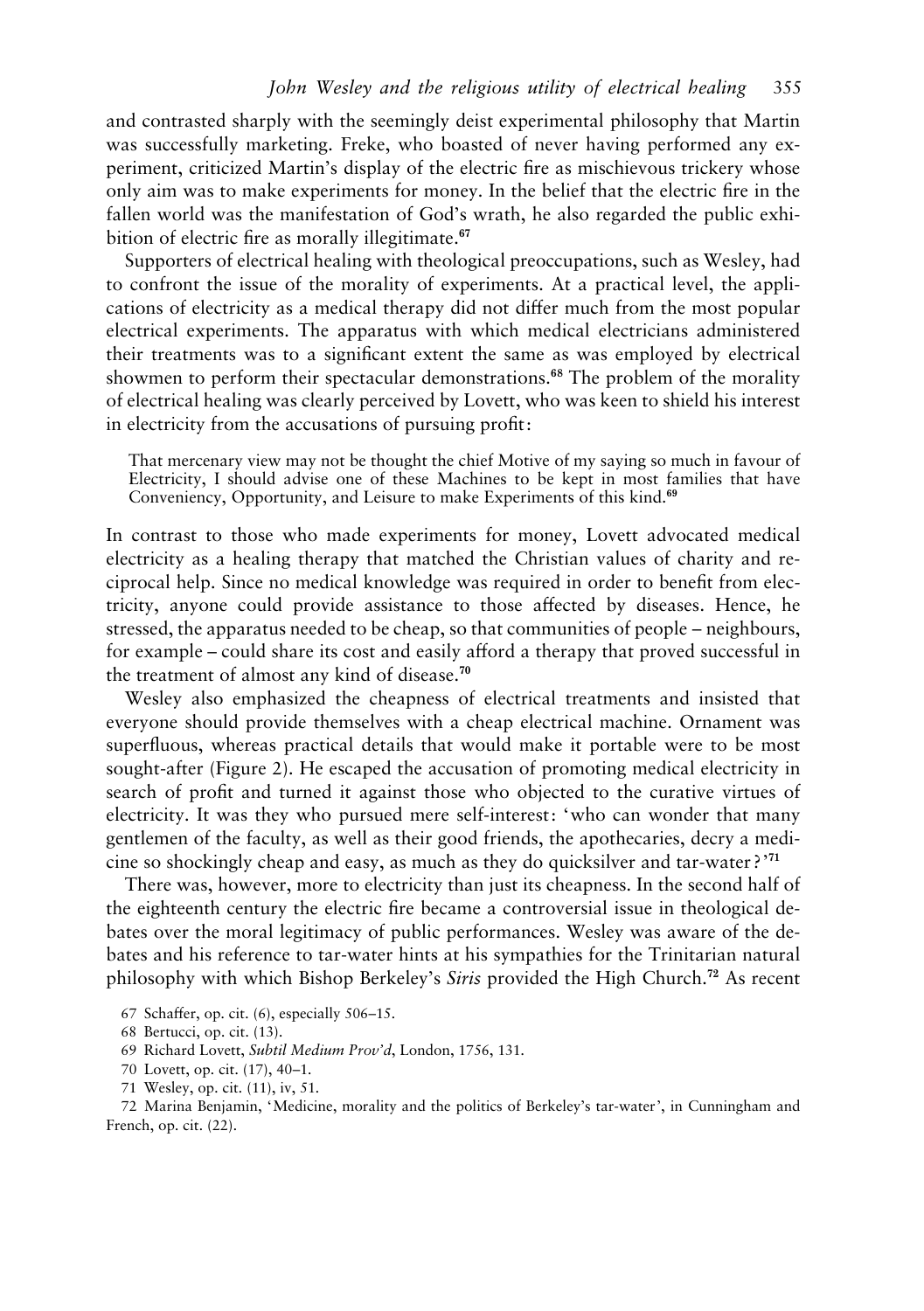and contrasted sharply with the seemingly deist experimental philosophy that Martin was successfully marketing. Freke, who boasted of never having performed any experiment, criticized Martin's display of the electric fire as mischievous trickery whose only aim was to make experiments for money. In the belief that the electric fire in the fallen world was the manifestation of God's wrath, he also regarded the public exhibition of electric fire as morally illegitimate.[67]

Supporters of electrical healing with theological preoccupations, such as Wesley, had to confront the issue of the morality of experiments. At a practical level, the applications of electricity as a medical therapy did not differ much from the most popular electrical experiments. The apparatus with which medical electricians administered their treatments was to a significant extent the same as was employed by electrical showmen to perform their spectacular demonstrations.[68] The problem of the morality of electrical healing was clearly perceived by Lovett, who was keen to shield his interest in electricity from the accusations of pursuing profit:

> That mercenary view may not be thought the chief Motive of my saying so much in favour of Electricity, I should advise one of these Machines to be kept in most families that have Conveniency, Opportunity, and Leisure to make Experiments of this kind.[69]

In contrast to those who made experiments for money, Lovett advocated medical electricity as a healing therapy that matched the Christian values of charity and reciprocal help. Since no medical knowledge was required in order to benefit from electricity, anyone could provide assistance to those affected by diseases. Hence, he stressed, the apparatus needed to be cheap, so that communities of people – neighbours, for example – could share its cost and easily afford a therapy that proved successful in the treatment of almost any kind of disease.[70]

Wesley also emphasized the cheapness of electrical treatments and insisted that everyone should provide themselves with a cheap electrical machine. Ornament was superfluous, whereas practical details that would make it portable were to be most sought-after (Figure 2). He escaped the accusation of promoting medical electricity in search of profit and turned it against those who objected to the curative virtues of electricity. It was they who pursued mere self-interest: 'who can wonder that many gentlemen of the faculty, as well as their good friends, the apothecaries, decry a medicine so shockingly cheap and easy, as much as they do quicksilver and tar-water?'[71]

There was, however, more to electricity than just its cheapness. In the second half of the eighteenth century the electric fire became a controversial issue in theological debates over the moral legitimacy of public performances. Wesley was aware of the debates and his reference to tar-water hints at his sympathies for the Trinitarian natural philosophy with which Bishop Berkeley's *Siris* provided the High Church.[72] As recent

67 Schaffer, op. cit. (6), especially 506–15.

68 Bertucci, op. cit. (13).

69 Richard Lovett, *Subtil Medium Prov'd*, London, 1756, 131.

70 Lovett, op. cit. (17), 40–1.

71 Wesley, op. cit. (11), iv, 51.

72 Marina Benjamin, 'Medicine, morality and the politics of Berkeley's tar-water', in Cunningham and French, op. cit. (22).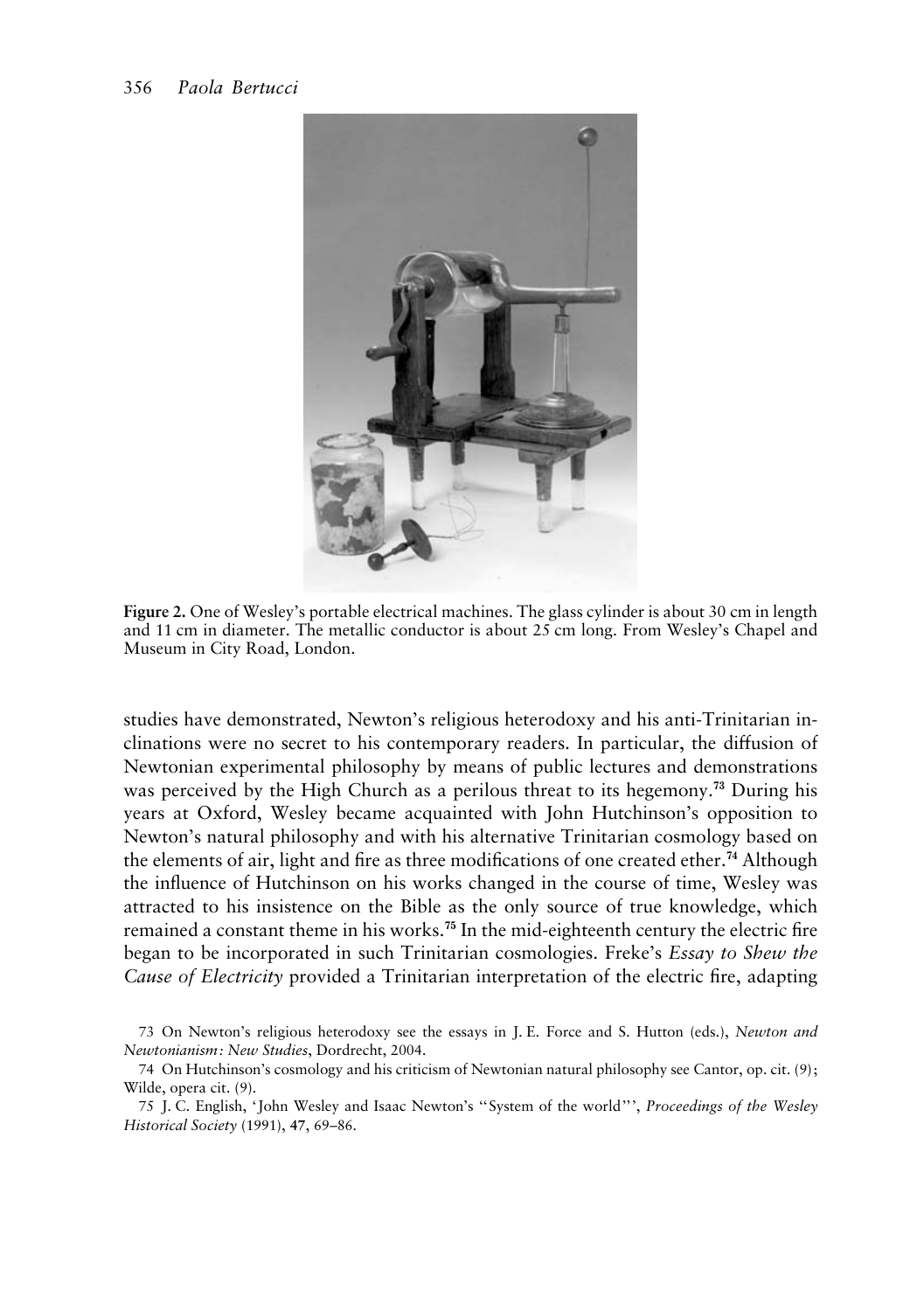**Figure 2.** One of Wesley's portable electrical machines. The glass cylinder is about 30 cm in length and 11 cm in diameter. The metallic conductor is about 25 cm long. From Wesley's Chapel and Museum in City Road, London.

studies have demonstrated, Newton's religious heterodoxy and his anti-Trinitarian inclinations were no secret to his contemporary readers. In particular, the diffusion of Newtonian experimental philosophy by means of public lectures and demonstrations was perceived by the High Church as a perilous threat to its hegemony.[73] During his years at Oxford, Wesley became acquainted with John Hutchinson's opposition to Newton's natural philosophy and with his alternative Trinitarian cosmology based on the elements of air, light and fire as three modifications of one created ether.[74] Although the influence of Hutchinson on his works changed in the course of time, Wesley was attracted to his insistence on the Bible as the only source of true knowledge, which remained a constant theme in his works.[75] In the mid-eighteenth century the electric fire began to be incorporated in such Trinitarian cosmologies. Freke's *Essay to Shew the Cause of Electricity* provided a Trinitarian interpretation of the electric fire, adapting

73 On Newton's religious heterodoxy see the essays in J. E. Force and S. Hutton (eds.), *Newton and Newtonianism: New Studies*, Dordrecht, 2004.

74 On Hutchinson's cosmology and his criticism of Newtonian natural philosophy see Cantor, op. cit. (9); Wilde, opera cit. (9).

75 J. C. English, 'John Wesley and Isaac Newton's "System of the world"', *Proceedings of the Wesley Historical Society* (1991), **47**, 69–86.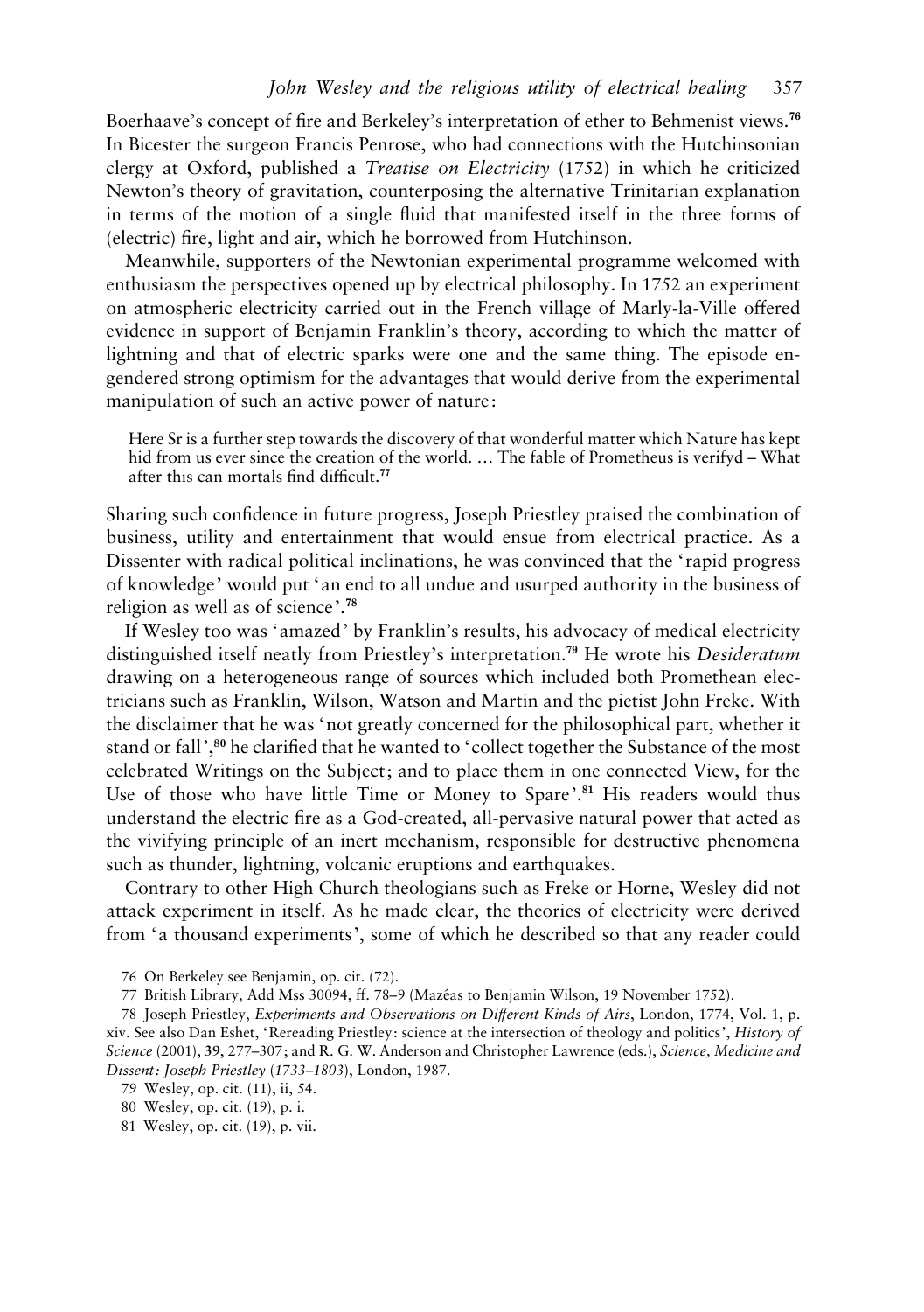Boerhaave's concept of fire and Berkeley's interpretation of ether to Behmenist views.[76] In Bicester the surgeon Francis Penrose, who had connections with the Hutchinsonian clergy at Oxford, published a *Treatise on Electricity* (1752) in which he criticized Newton's theory of gravitation, counterposing the alternative Trinitarian explanation in terms of the motion of a single fluid that manifested itself in the three forms of (electric) fire, light and air, which he borrowed from Hutchinson.

Meanwhile, supporters of the Newtonian experimental programme welcomed with enthusiasm the perspectives opened up by electrical philosophy. In 1752 an experiment on atmospheric electricity carried out in the French village of Marly-la-Ville offered evidence in support of Benjamin Franklin's theory, according to which the matter of lightning and that of electric sparks were one and the same thing. The episode engendered strong optimism for the advantages that would derive from the experimental manipulation of such an active power of nature:

> Here Sr is a further step towards the discovery of that wonderful matter which Nature has kept hid from us ever since the creation of the world. … The fable of Prometheus is verifyd – What after this can mortals find difficult.[77]

Sharing such confidence in future progress, Joseph Priestley praised the combination of business, utility and entertainment that would ensue from electrical practice. As a Dissenter with radical political inclinations, he was convinced that the 'rapid progress of knowledge' would put 'an end to all undue and usurped authority in the business of religion as well as of science'.[78]

If Wesley too was 'amazed' by Franklin's results, his advocacy of medical electricity distinguished itself neatly from Priestley's interpretation.[79] He wrote his *Desideratum* drawing on a heterogeneous range of sources which included both Promethean electricians such as Franklin, Wilson, Watson and Martin and the pietist John Freke. With the disclaimer that he was 'not greatly concerned for the philosophical part, whether it stand or fall',[80] he clarified that he wanted to 'collect together the Substance of the most celebrated Writings on the Subject; and to place them in one connected View, for the Use of those who have little Time or Money to Spare'.[81] His readers would thus understand the electric fire as a God-created, all-pervasive natural power that acted as the vivifying principle of an inert mechanism, responsible for destructive phenomena such as thunder, lightning, volcanic eruptions and earthquakes.

Contrary to other High Church theologians such as Freke or Horne, Wesley did not attack experiment in itself. As he made clear, the theories of electricity were derived from 'a thousand experiments', some of which he described so that any reader could

76 On Berkeley see Benjamin, op. cit. (72).

77 British Library, Add Mss 30094, ff. 78–9 (Mazéas to Benjamin Wilson, 19 November 1752).

78 Joseph Priestley, *Experiments and Observations on Different Kinds of Airs*, London, 1774, Vol. 1, p. xiv. See also Dan Eshet, 'Rereading Priestley: science at the intersection of theology and politics', *History of Science* (2001), **39**, 277–307; and R. G. W. Anderson and Christopher Lawrence (eds.), *Science, Medicine and Dissent: Joseph Priestley (1733–1803)*, London, 1987.

79 Wesley, op. cit. (11), ii, 54.

80 Wesley, op. cit. (19), p. i.

81 Wesley, op. cit. (19), p. vii.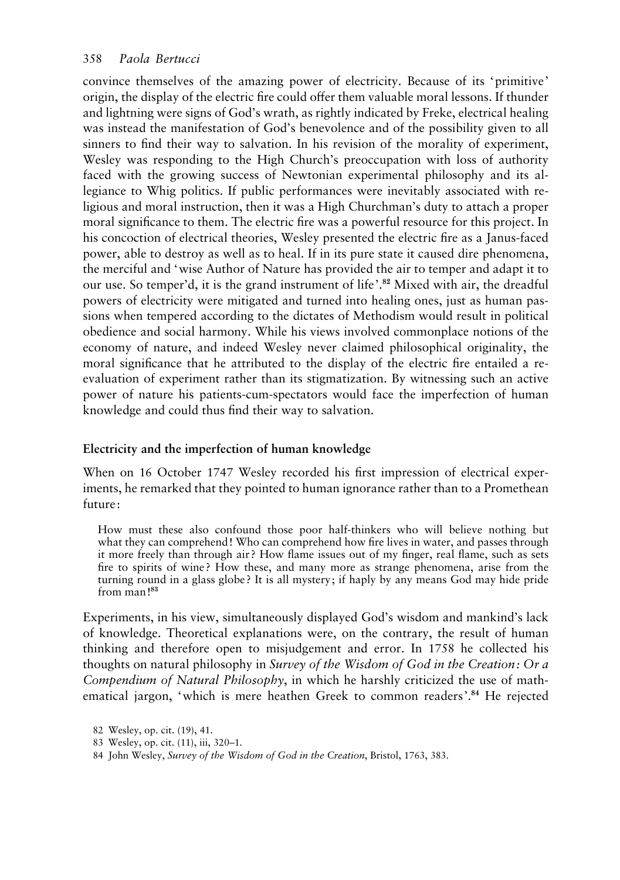convince themselves of the amazing power of electricity. Because of its 'primitive' origin, the display of the electric fire could offer them valuable moral lessons. If thunder and lightning were signs of God's wrath, as rightly indicated by Freke, electrical healing was instead the manifestation of God's benevolence and of the possibility given to all sinners to find their way to salvation. In his revision of the morality of experiment, Wesley was responding to the High Church's preoccupation with loss of authority faced with the growing success of Newtonian experimental philosophy and its allegiance to Whig politics. If public performances were inevitably associated with religious and moral instruction, then it was a High Churchman's duty to attach a proper moral significance to them. The electric fire was a powerful resource for this project. In his concoction of electrical theories, Wesley presented the electric fire as a Janus-faced power, able to destroy as well as to heal. If in its pure state it caused dire phenomena, the merciful and 'wise Author of Nature has provided the air to temper and adapt it to our use. So temper'd, it is the grand instrument of life'.[82] Mixed with air, the dreadful powers of electricity were mitigated and turned into healing ones, just as human passions when tempered according to the dictates of Methodism would result in political obedience and social harmony. While his views involved commonplace notions of the economy of nature, and indeed Wesley never claimed philosophical originality, the moral significance that he attributed to the display of the electric fire entailed a reevaluation of experiment rather than its stigmatization. By witnessing such an active power of nature his patients-cum-spectators would face the imperfection of human knowledge and could thus find their way to salvation.

## Electricity and the imperfection of human knowledge

When on 16 October 1747 Wesley recorded his first impression of electrical experiments, he remarked that they pointed to human ignorance rather than to a Promethean future:

> How must these also confound those poor half-thinkers who will believe nothing but what they can comprehend! Who can comprehend how fire lives in water, and passes through it more freely than through air? How flame issues out of my finger, real flame, such as sets fire to spirits of wine? How these, and many more as strange phenomena, arise from the turning round in a glass globe? It is all mystery; if haply by any means God may hide pride from man![83]

Experiments, in his view, simultaneously displayed God's wisdom and mankind's lack of knowledge. Theoretical explanations were, on the contrary, the result of human thinking and therefore open to misjudgement and error. In 1758 he collected his thoughts on natural philosophy in *Survey of the Wisdom of God in the Creation: Or a Compendium of Natural Philosophy*, in which he harshly criticized the use of mathematical jargon, 'which is mere heathen Greek to common readers'.[84] He rejected

82 Wesley, op. cit. (19), 41.

83 Wesley, op. cit. (11), iii, 320–1.

84 John Wesley, *Survey of the Wisdom of God in the Creation*, Bristol, 1763, 383.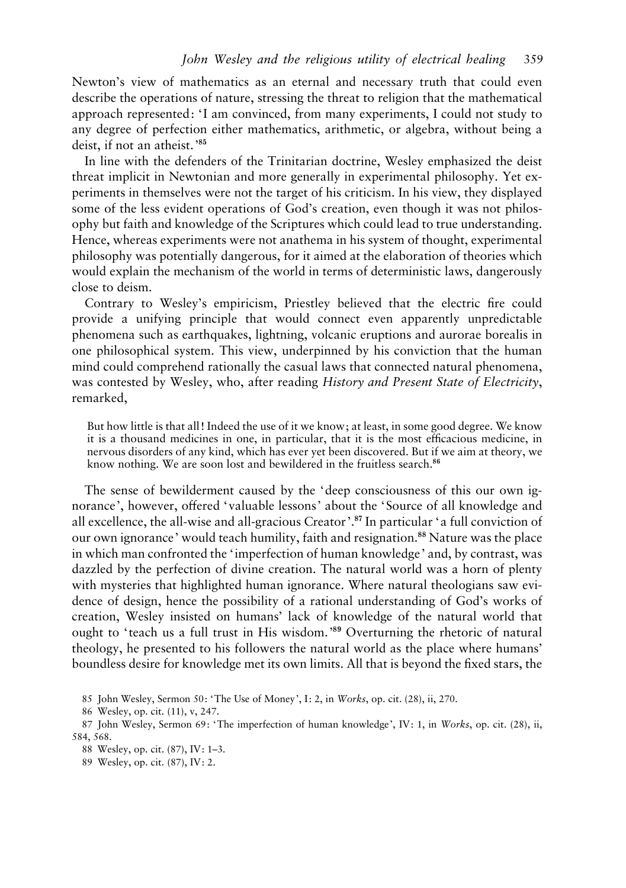Newton's view of mathematics as an eternal and necessary truth that could even describe the operations of nature, stressing the threat to religion that the mathematical approach represented: 'I am convinced, from many experiments, I could not study to any degree of perfection either mathematics, arithmetic, or algebra, without being a deist, if not an atheist.'[85]

In line with the defenders of the Trinitarian doctrine, Wesley emphasized the deist threat implicit in Newtonian and more generally in experimental philosophy. Yet experiments in themselves were not the target of his criticism. In his view, they displayed some of the less evident operations of God's creation, even though it was not philosophy but faith and knowledge of the Scriptures which could lead to true understanding. Hence, whereas experiments were not anathema in his system of thought, experimental philosophy was potentially dangerous, for it aimed at the elaboration of theories which would explain the mechanism of the world in terms of deterministic laws, dangerously close to deism.

Contrary to Wesley's empiricism, Priestley believed that the electric fire could provide a unifying principle that would connect even apparently unpredictable phenomena such as earthquakes, lightning, volcanic eruptions and aurorae borealis in one philosophical system. This view, underpinned by his conviction that the human mind could comprehend rationally the casual laws that connected natural phenomena, was contested by Wesley, who, after reading *History and Present State of Electricity*, remarked,

> But how little is that all! Indeed the use of it we know; at least, in some good degree. We know it is a thousand medicines in one, in particular, that it is the most efficacious medicine, in nervous disorders of any kind, which has ever yet been discovered. But if we aim at theory, we know nothing. We are soon lost and bewildered in the fruitless search.[86]

The sense of bewilderment caused by the 'deep consciousness of this our own ignorance', however, offered 'valuable lessons' about the 'Source of all knowledge and all excellence, the all-wise and all-gracious Creator'.[87] In particular 'a full conviction of our own ignorance' would teach humility, faith and resignation.[88] Nature was the place in which man confronted the 'imperfection of human knowledge' and, by contrast, was dazzled by the perfection of divine creation. The natural world was a horn of plenty with mysteries that highlighted human ignorance. Where natural theologians saw evidence of design, hence the possibility of a rational understanding of God's works of creation, Wesley insisted on humans' lack of knowledge of the natural world that ought to 'teach us a full trust in His wisdom.'[89] Overturning the rhetoric of natural theology, he presented to his followers the natural world as the place where humans' boundless desire for knowledge met its own limits. All that is beyond the fixed stars, the

85 John Wesley, Sermon 50: 'The Use of Money', I: 2, in *Works*, op. cit. (28), ii, 270.

86 Wesley, op. cit. (11), v, 247.

87 John Wesley, Sermon 69: 'The imperfection of human knowledge', IV: 1, in *Works*, op. cit. (28), ii, 584, 568.

88 Wesley, op. cit. (87), IV: 1–3.

89 Wesley, op. cit. (87), IV: 2.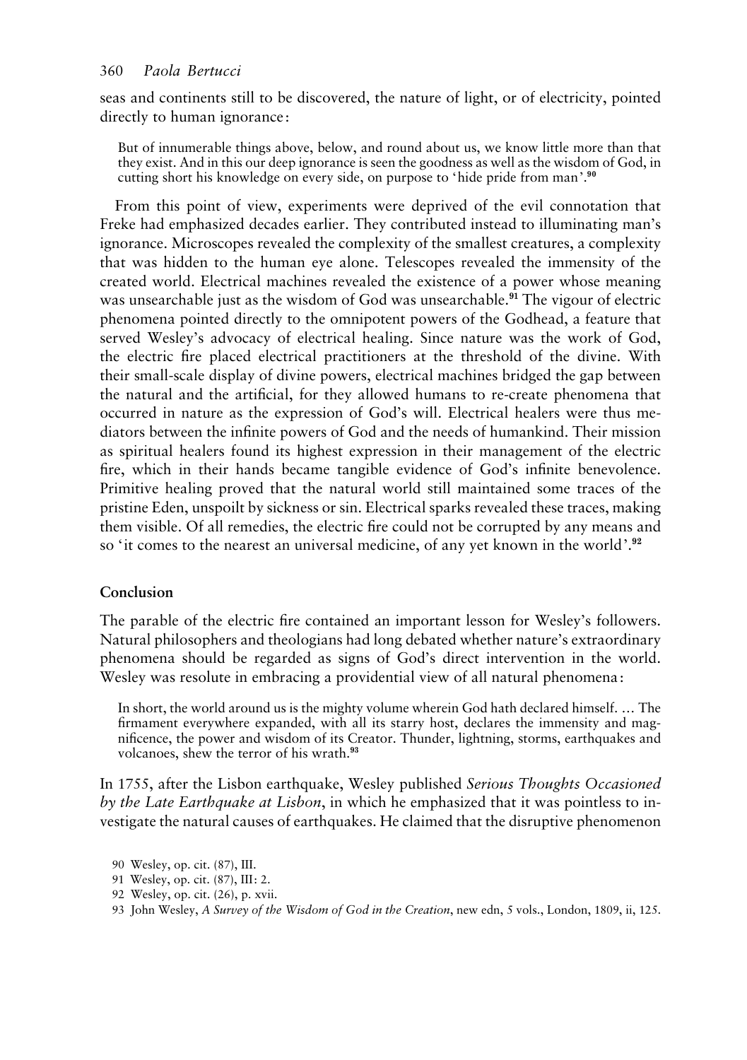seas and continents still to be discovered, the nature of light, or of electricity, pointed directly to human ignorance:

> But of innumerable things above, below, and round about us, we know little more than that they exist. And in this our deep ignorance is seen the goodness as well as the wisdom of God, in cutting short his knowledge on every side, on purpose to 'hide pride from man'.[90]

From this point of view, experiments were deprived of the evil connotation that Freke had emphasized decades earlier. They contributed instead to illuminating man's ignorance. Microscopes revealed the complexity of the smallest creatures, a complexity that was hidden to the human eye alone. Telescopes revealed the immensity of the created world. Electrical machines revealed the existence of a power whose meaning was unsearchable just as the wisdom of God was unsearchable.[91] The vigour of electric phenomena pointed directly to the omnipotent powers of the Godhead, a feature that served Wesley's advocacy of electrical healing. Since nature was the work of God, the electric fire placed electrical practitioners at the threshold of the divine. With their small-scale display of divine powers, electrical machines bridged the gap between the natural and the artificial, for they allowed humans to re-create phenomena that occurred in nature as the expression of God's will. Electrical healers were thus mediators between the infinite powers of God and the needs of humankind. Their mission as spiritual healers found its highest expression in their management of the electric fire, which in their hands became tangible evidence of God's infinite benevolence. Primitive healing proved that the natural world still maintained some traces of the pristine Eden, unspoilt by sickness or sin. Electrical sparks revealed these traces, making them visible. Of all remedies, the electric fire could not be corrupted by any means and so 'it comes to the nearest an universal medicine, of any yet known in the world'.[92]

## Conclusion

The parable of the electric fire contained an important lesson for Wesley's followers. Natural philosophers and theologians had long debated whether nature's extraordinary phenomena should be regarded as signs of God's direct intervention in the world. Wesley was resolute in embracing a providential view of all natural phenomena:

> In short, the world around us is the mighty volume wherein God hath declared himself. … The firmament everywhere expanded, with all its starry host, declares the immensity and magnificence, the power and wisdom of its Creator. Thunder, lightning, storms, earthquakes and volcanoes, shew the terror of his wrath.[93]

In 1755, after the Lisbon earthquake, Wesley published *Serious Thoughts Occasioned by the Late Earthquake at Lisbon*, in which he emphasized that it was pointless to investigate the natural causes of earthquakes. He claimed that the disruptive phenomenon

90 Wesley, op. cit. (87), III.

91 Wesley, op. cit. (87), III: 2.

92 Wesley, op. cit. (26), p. xvii.

93 John Wesley, *A Survey of the Wisdom of God in the Creation*, new edn, 5 vols., London, 1809, ii, 125.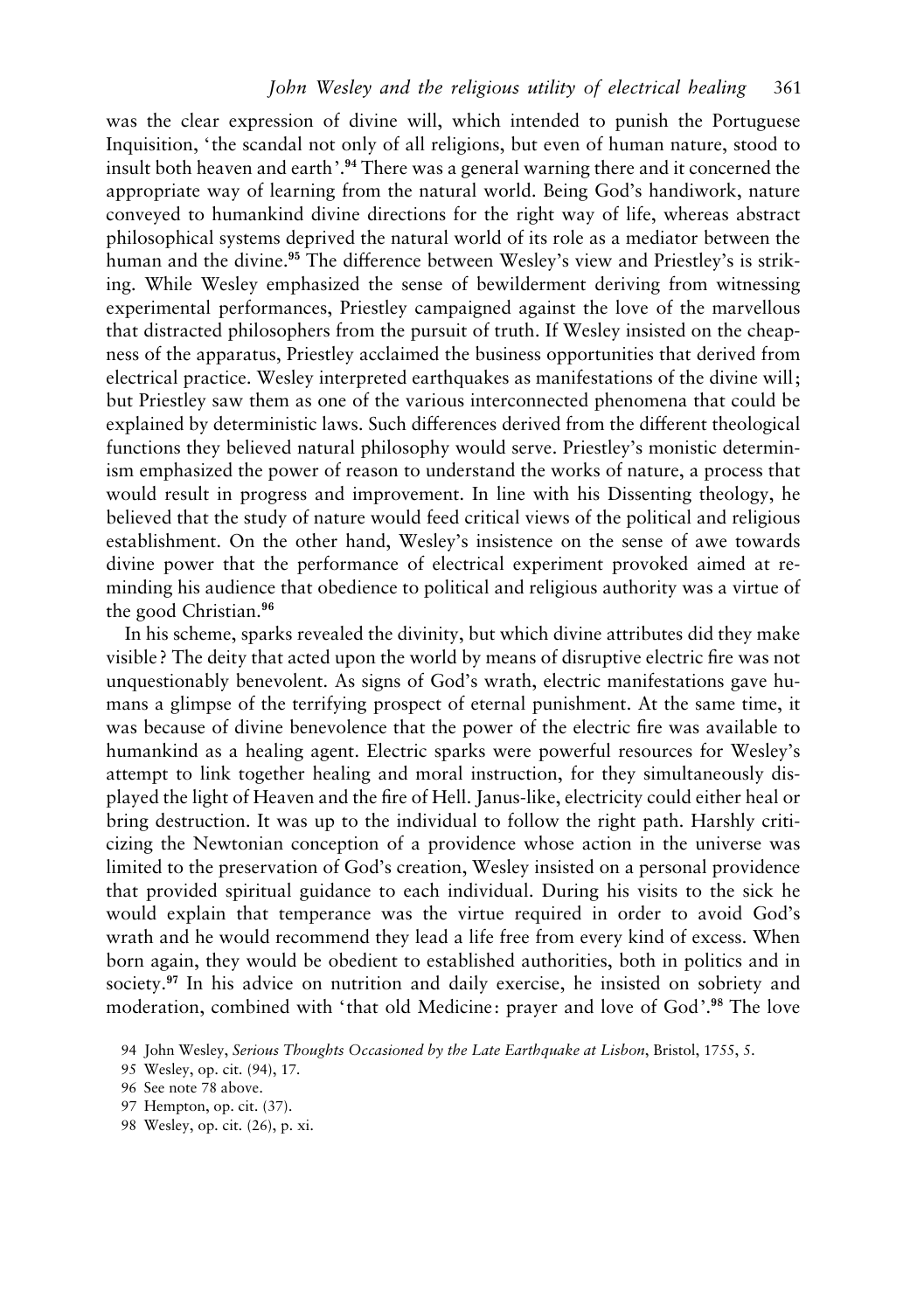was the clear expression of divine will, which intended to punish the Portuguese Inquisition, 'the scandal not only of all religions, but even of human nature, stood to insult both heaven and earth'.[94] There was a general warning there and it concerned the appropriate way of learning from the natural world. Being God's handiwork, nature conveyed to humankind divine directions for the right way of life, whereas abstract philosophical systems deprived the natural world of its role as a mediator between the human and the divine.[95] The difference between Wesley's view and Priestley's is striking. While Wesley emphasized the sense of bewilderment deriving from witnessing experimental performances, Priestley campaigned against the love of the marvellous that distracted philosophers from the pursuit of truth. If Wesley insisted on the cheapness of the apparatus, Priestley acclaimed the business opportunities that derived from electrical practice. Wesley interpreted earthquakes as manifestations of the divine will; but Priestley saw them as one of the various interconnected phenomena that could be explained by deterministic laws. Such differences derived from the different theological functions they believed natural philosophy would serve. Priestley's monistic determinism emphasized the power of reason to understand the works of nature, a process that would result in progress and improvement. In line with his Dissenting theology, he believed that the study of nature would feed critical views of the political and religious establishment. On the other hand, Wesley's insistence on the sense of awe towards divine power that the performance of electrical experiment provoked aimed at reminding his audience that obedience to political and religious authority was a virtue of the good Christian.[96]

In his scheme, sparks revealed the divinity, but which divine attributes did they make visible? The deity that acted upon the world by means of disruptive electric fire was not unquestionably benevolent. As signs of God's wrath, electric manifestations gave humans a glimpse of the terrifying prospect of eternal punishment. At the same time, it was because of divine benevolence that the power of the electric fire was available to humankind as a healing agent. Electric sparks were powerful resources for Wesley's attempt to link together healing and moral instruction, for they simultaneously displayed the light of Heaven and the fire of Hell. Janus-like, electricity could either heal or bring destruction. It was up to the individual to follow the right path. Harshly criticizing the Newtonian conception of a providence whose action in the universe was limited to the preservation of God's creation, Wesley insisted on a personal providence that provided spiritual guidance to each individual. During his visits to the sick he would explain that temperance was the virtue required in order to avoid God's wrath and he would recommend they lead a life free from every kind of excess. When born again, they would be obedient to established authorities, both in politics and in society.[97] In his advice on nutrition and daily exercise, he insisted on sobriety and moderation, combined with 'that old Medicine: prayer and love of God'.[98] The love

94 John Wesley, *Serious Thoughts Occasioned by the Late Earthquake at Lisbon*, Bristol, 1755, 5.

95 Wesley, op. cit. (94), 17.

96 See note 78 above.

97 Hempton, op. cit. (37).

98 Wesley, op. cit. (26), p. xi.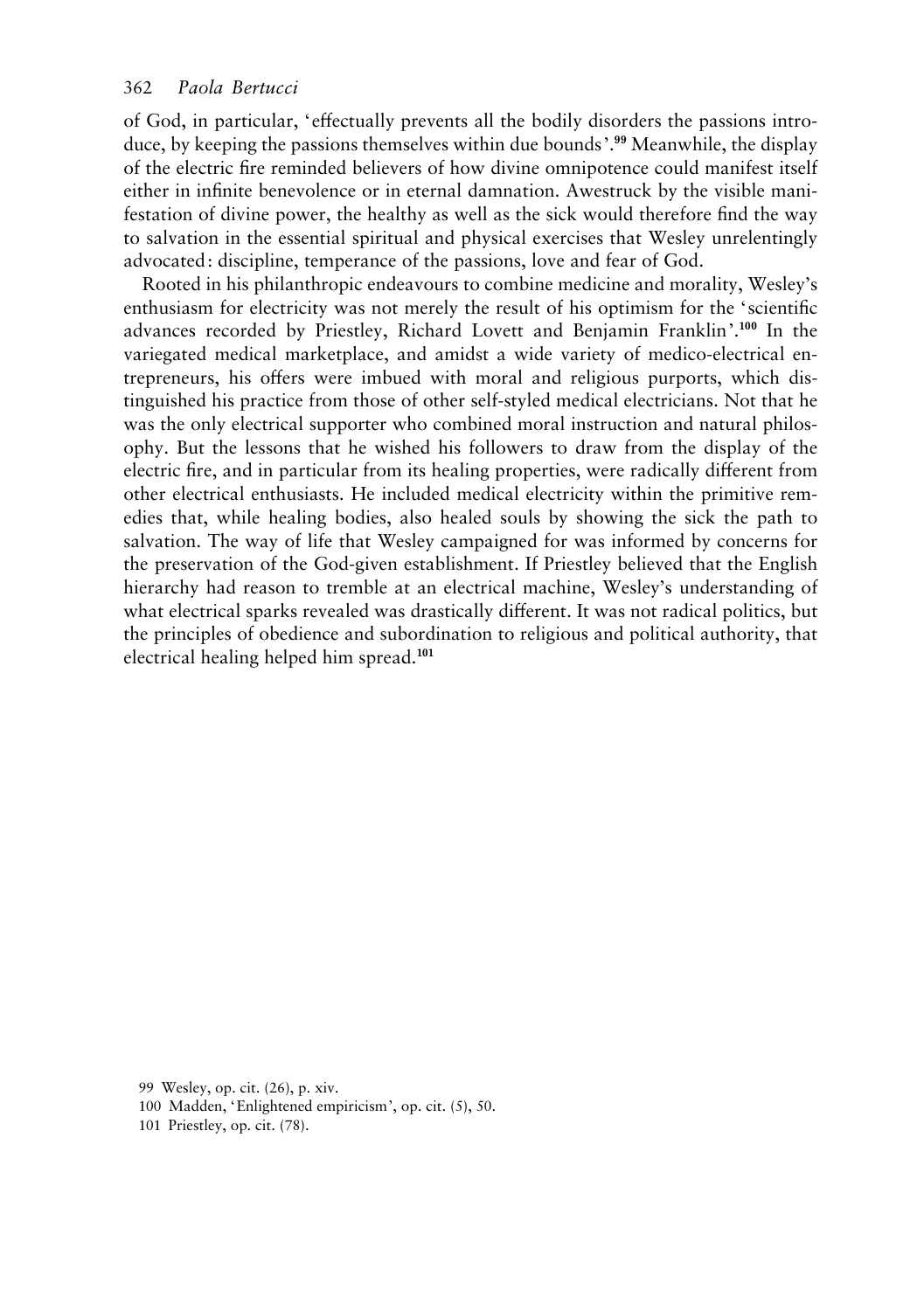of God, in particular, 'effectually prevents all the bodily disorders the passions introduce, by keeping the passions themselves within due bounds'.[99] Meanwhile, the display of the electric fire reminded believers of how divine omnipotence could manifest itself either in infinite benevolence or in eternal damnation. Awestruck by the visible manifestation of divine power, the healthy as well as the sick would therefore find the way to salvation in the essential spiritual and physical exercises that Wesley unrelentingly advocated: discipline, temperance of the passions, love and fear of God.

Rooted in his philanthropic endeavours to combine medicine and morality, Wesley's enthusiasm for electricity was not merely the result of his optimism for the 'scientific advances recorded by Priestley, Richard Lovett and Benjamin Franklin'.[100] In the variegated medical marketplace, and amidst a wide variety of medico-electrical entrepreneurs, his offers were imbued with moral and religious purports, which distinguished his practice from those of other self-styled medical electricians. Not that he was the only electrical supporter who combined moral instruction and natural philosophy. But the lessons that he wished his followers to draw from the display of the electric fire, and in particular from its healing properties, were radically different from other electrical enthusiasts. He included medical electricity within the primitive remedies that, while healing bodies, also healed souls by showing the sick the path to salvation. The way of life that Wesley campaigned for was informed by concerns for the preservation of the God-given establishment. If Priestley believed that the English hierarchy had reason to tremble at an electrical machine, Wesley's understanding of what electrical sparks revealed was drastically different. It was not radical politics, but the principles of obedience and subordination to religious and political authority, that electrical healing helped him spread.[101]

99 Wesley, op. cit. (26), p. xiv.

100 Madden, 'Enlightened empiricism', op. cit. (5), 50.

101 Priestley, op. cit. (78).